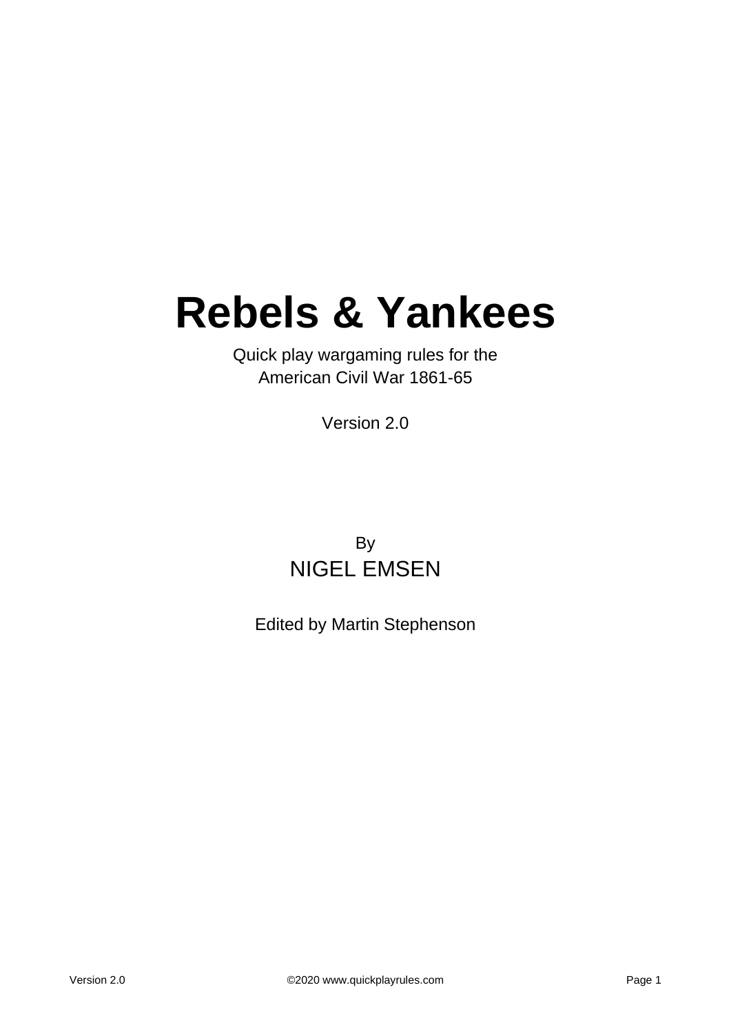# Rebels & Yankees

Quick play wargaming rules for the
American Civil War 1861-65

Version 2.0

By

NIGEL EMSEN

Edited by Martin Stephenson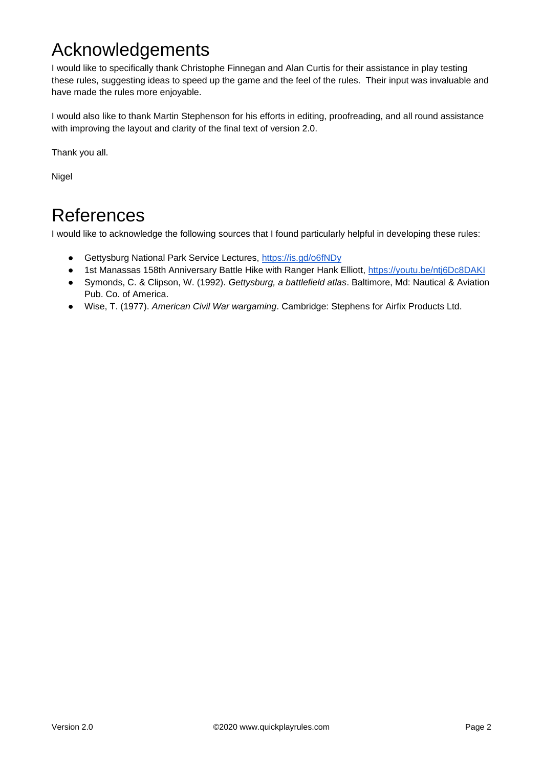# Acknowledgements

I would like to specifically thank Christophe Finnegan and Alan Curtis for their assistance in play testing these rules, suggesting ideas to speed up the game and the feel of the rules. Their input was invaluable and have made the rules more enjoyable.

I would also like to thank Martin Stephenson for his efforts in editing, proofreading, and all round assistance with improving the layout and clarity of the final text of version 2.0.

Thank you all.

Nigel

# References

I would like to acknowledge the following sources that I found particularly helpful in developing these rules:

- Gettysburg National Park Service Lectures, https://is.gd/o6fNDy
- 1st Manassas 158th Anniversary Battle Hike with Ranger Hank Elliott, https://youtu.be/ntj6Dc8DAKI
- Symonds, C. & Clipson, W. (1992). *Gettysburg, a battlefield atlas*. Baltimore, Md: Nautical & Aviation Pub. Co. of America.
- Wise, T. (1977). *American Civil War wargaming*. Cambridge: Stephens for Airfix Products Ltd.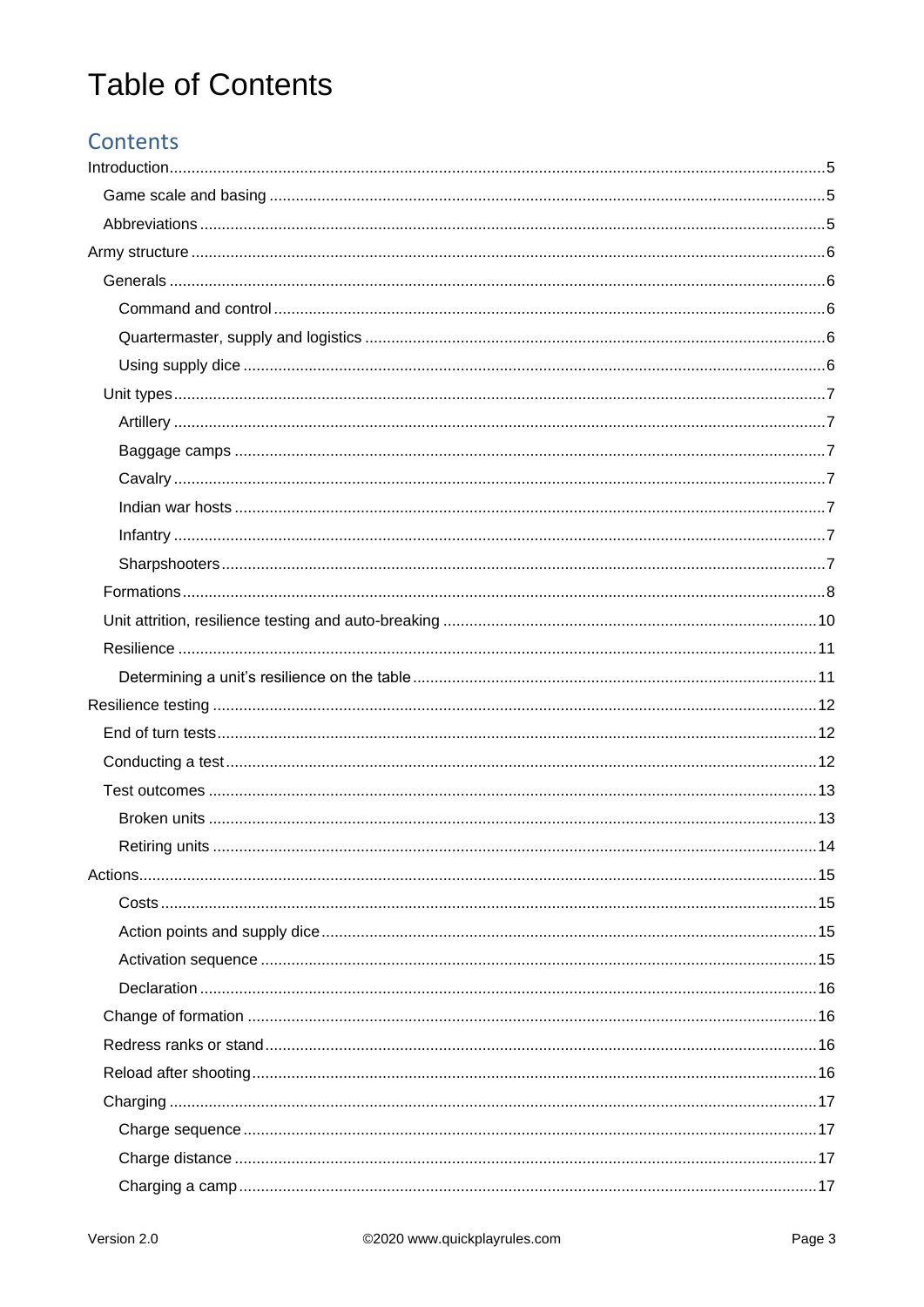# Table of Contents

## Contents

- Introduction....5
  - Game scale and basing....5
  - Abbreviations....5
- Army structure....6
  - Generals....6
    - Command and control....6
    - Quartermaster, supply and logistics....6
    - Using supply dice....6
  - Unit types....7
    - Artillery....7
    - Baggage camps....7
    - Cavalry....7
    - Indian war hosts....7
    - Infantry....7
    - Sharpshooters....7
  - Formations....8
  - Unit attrition, resilience testing and auto-breaking....10
  - Resilience....11
    - Determining a unit's resilience on the table....11
- Resilience testing....12
  - End of turn tests....12
  - Conducting a test....12
  - Test outcomes....13
    - Broken units....13
    - Retiring units....14
- Actions....15
    - Costs....15
    - Action points and supply dice....15
    - Activation sequence....15
    - Declaration....16
  - Change of formation....16
  - Redress ranks or stand....16
  - Reload after shooting....16
  - Charging....17
    - Charge sequence....17
    - Charge distance....17
    - Charging a camp....17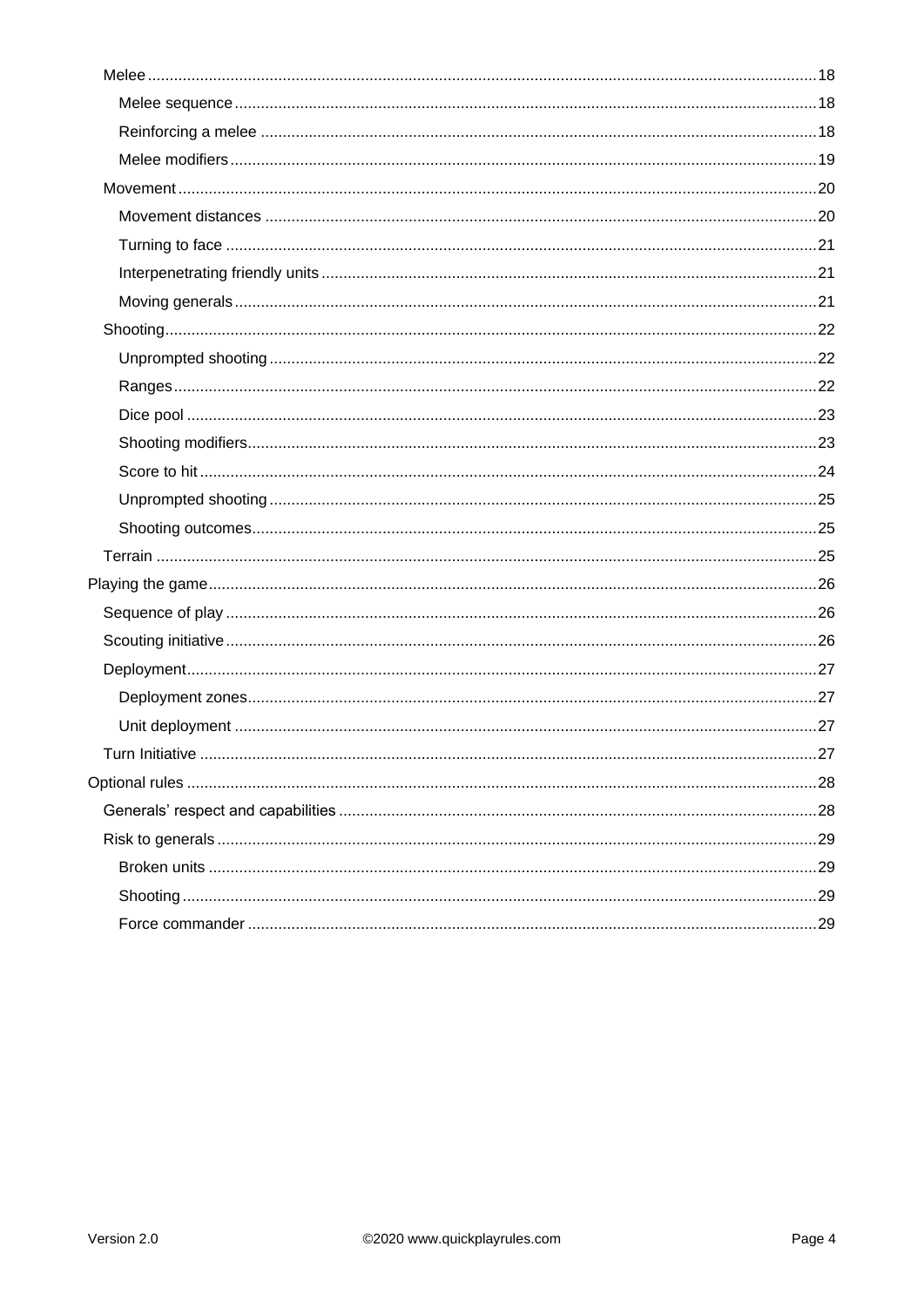- Melee ........ 18
  - Melee sequence ........ 18
  - Reinforcing a melee ........ 18
  - Melee modifiers ........ 19
- Movement ........ 20
  - Movement distances ........ 20
  - Turning to face ........ 21
  - Interpenetrating friendly units ........ 21
  - Moving generals ........ 21
- Shooting ........ 22
  - Unprompted shooting ........ 22
  - Ranges ........ 22
  - Dice pool ........ 23
  - Shooting modifiers ........ 23
  - Score to hit ........ 24
  - Unprompted shooting ........ 25
  - Shooting outcomes ........ 25
- Terrain ........ 25

Playing the game ........ 26

- Sequence of play ........ 26
- Scouting initiative ........ 26
- Deployment ........ 27
  - Deployment zones ........ 27
  - Unit deployment ........ 27
- Turn Initiative ........ 27

Optional rules ........ 28

- Generals' respect and capabilities ........ 28
- Risk to generals ........ 29
  - Broken units ........ 29
  - Shooting ........ 29
  - Force commander ........ 29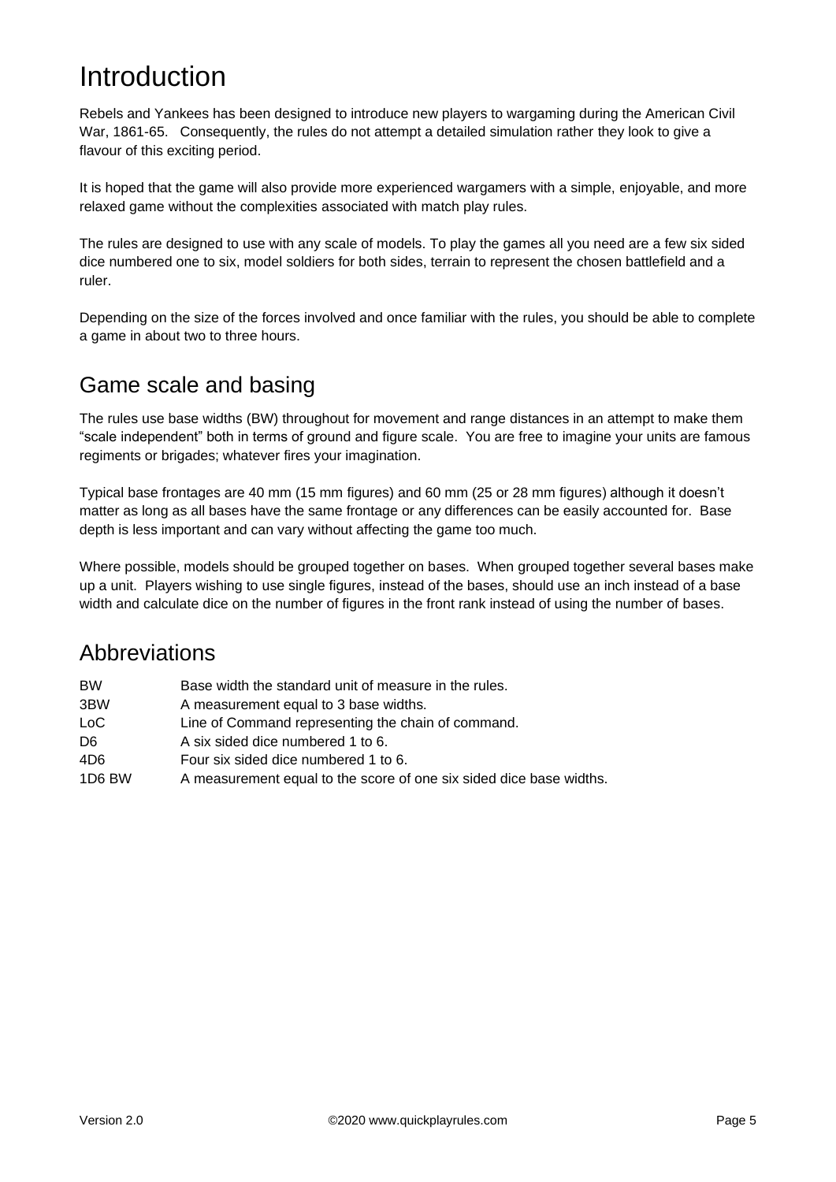# Introduction

Rebels and Yankees has been designed to introduce new players to wargaming during the American Civil War, 1861-65. Consequently, the rules do not attempt a detailed simulation rather they look to give a flavour of this exciting period.

It is hoped that the game will also provide more experienced wargamers with a simple, enjoyable, and more relaxed game without the complexities associated with match play rules.

The rules are designed to use with any scale of models. To play the games all you need are a few six sided dice numbered one to six, model soldiers for both sides, terrain to represent the chosen battlefield and a ruler.

Depending on the size of the forces involved and once familiar with the rules, you should be able to complete a game in about two to three hours.

## Game scale and basing

The rules use base widths (BW) throughout for movement and range distances in an attempt to make them "scale independent" both in terms of ground and figure scale. You are free to imagine your units are famous regiments or brigades; whatever fires your imagination.

Typical base frontages are 40 mm (15 mm figures) and 60 mm (25 or 28 mm figures) although it doesn't matter as long as all bases have the same frontage or any differences can be easily accounted for. Base depth is less important and can vary without affecting the game too much.

Where possible, models should be grouped together on bases. When grouped together several bases make up a unit. Players wishing to use single figures, instead of the bases, should use an inch instead of a base width and calculate dice on the number of figures in the front rank instead of using the number of bases.

## Abbreviations

| | |
|---|---|
| BW | Base width the standard unit of measure in the rules. |
| 3BW | A measurement equal to 3 base widths. |
| LoC | Line of Command representing the chain of command. |
| D6 | A six sided dice numbered 1 to 6. |
| 4D6 | Four six sided dice numbered 1 to 6. |
| 1D6 BW | A measurement equal to the score of one six sided dice base widths. |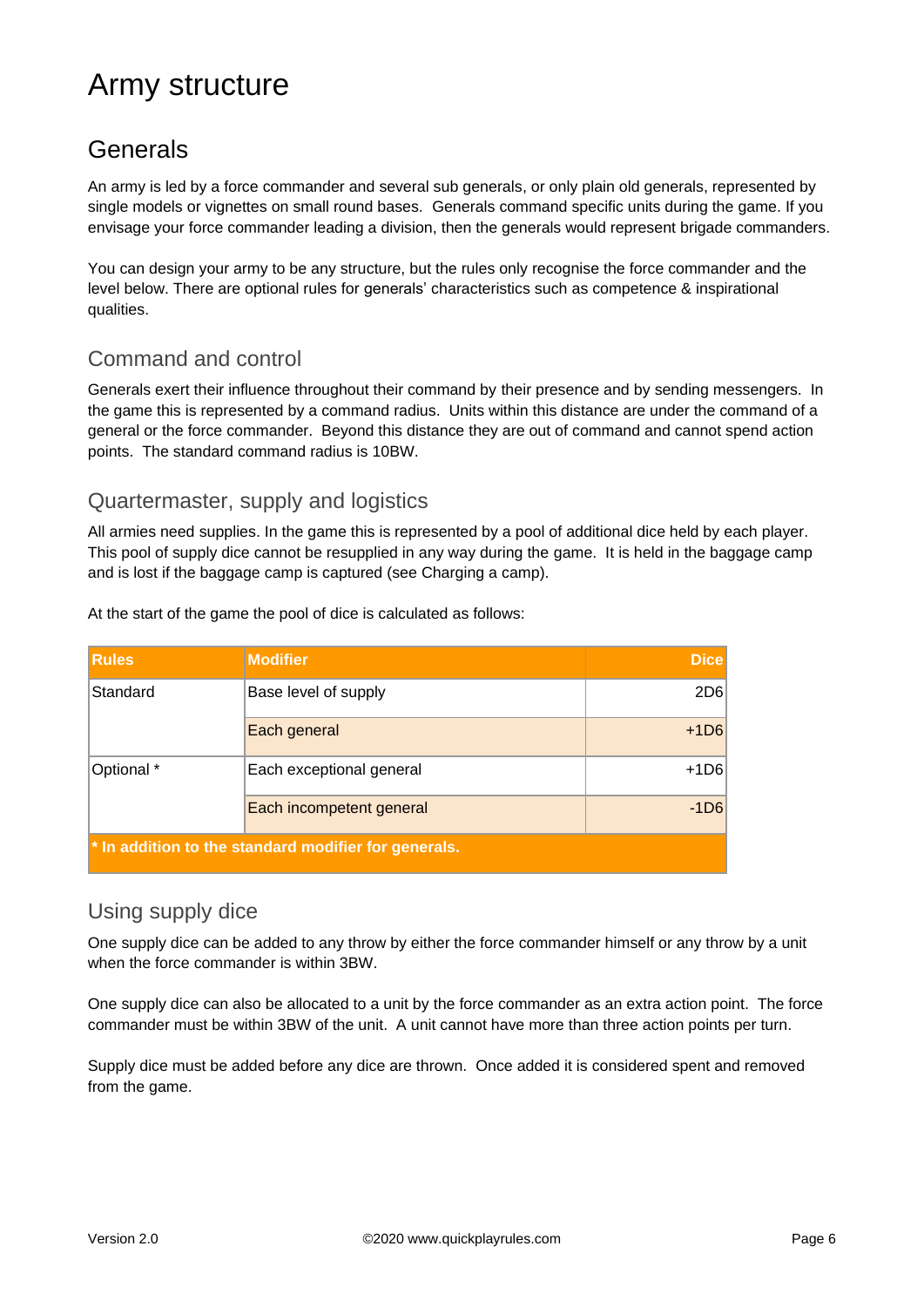# Army structure

## Generals

An army is led by a force commander and several sub generals, or only plain old generals, represented by single models or vignettes on small round bases. Generals command specific units during the game. If you envisage your force commander leading a division, then the generals would represent brigade commanders.

You can design your army to be any structure, but the rules only recognise the force commander and the level below. There are optional rules for generals' characteristics such as competence & inspirational qualities.

### Command and control

Generals exert their influence throughout their command by their presence and by sending messengers. In the game this is represented by a command radius. Units within this distance are under the command of a general or the force commander. Beyond this distance they are out of command and cannot spend action points. The standard command radius is 10BW.

### Quartermaster, supply and logistics

All armies need supplies. In the game this is represented by a pool of additional dice held by each player. This pool of supply dice cannot be resupplied in any way during the game. It is held in the baggage camp and is lost if the baggage camp is captured (see Charging a camp).

At the start of the game the pool of dice is calculated as follows:

| Rules | Modifier | Dice |
|---|---|---:|
| Standard | Base level of supply | 2D6 |
| | Each general | +1D6 |
| Optional * | Each exceptional general | +1D6 |
| | Each incompetent general | -1D6 |
| **\* In addition to the standard modifier for generals.** | | |

### Using supply dice

One supply dice can be added to any throw by either the force commander himself or any throw by a unit when the force commander is within 3BW.

One supply dice can also be allocated to a unit by the force commander as an extra action point. The force commander must be within 3BW of the unit. A unit cannot have more than three action points per turn.

Supply dice must be added before any dice are thrown. Once added it is considered spent and removed from the game.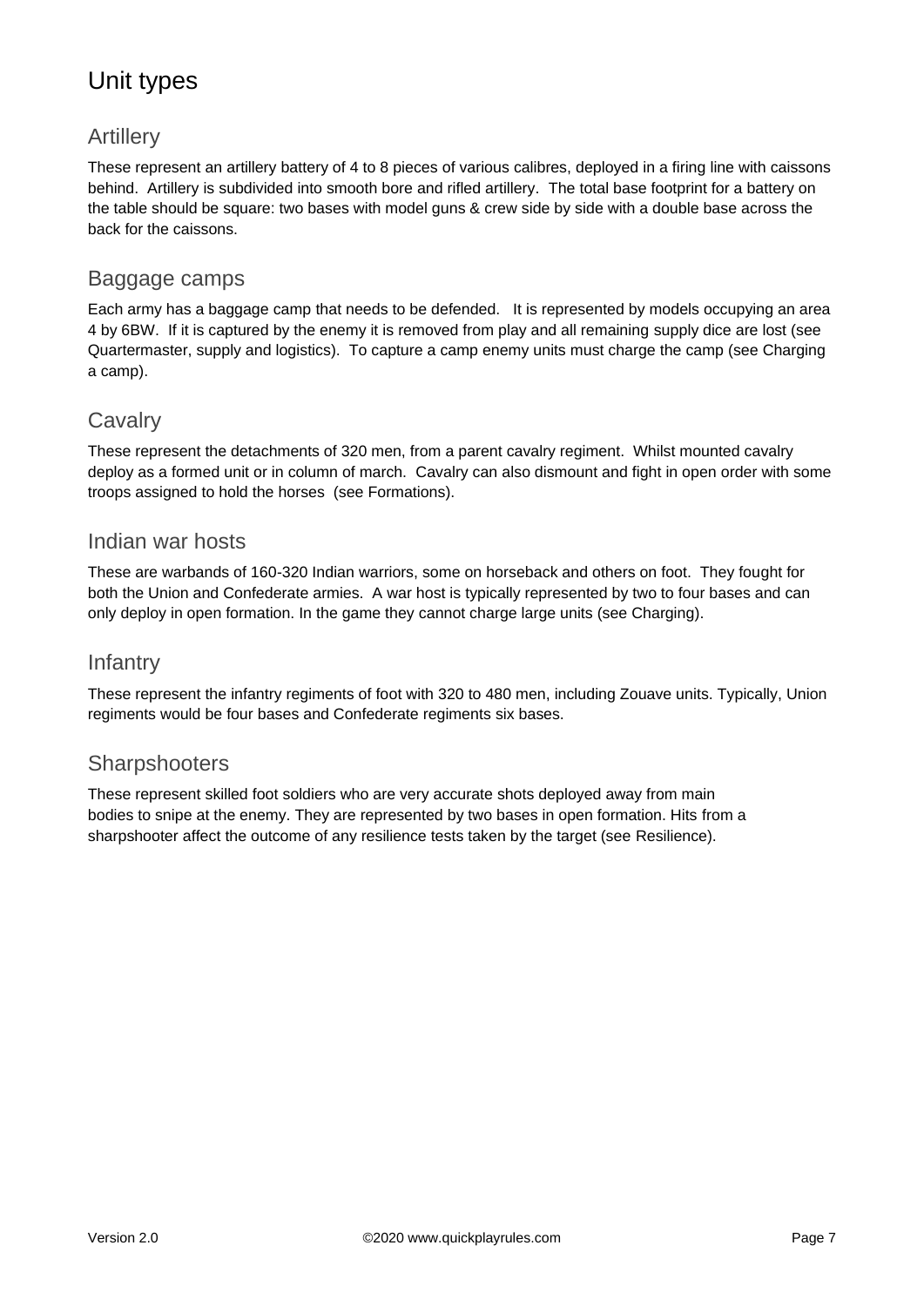# Unit types

## Artillery

These represent an artillery battery of 4 to 8 pieces of various calibres, deployed in a firing line with caissons behind. Artillery is subdivided into smooth bore and rifled artillery. The total base footprint for a battery on the table should be square: two bases with model guns & crew side by side with a double base across the back for the caissons.

## Baggage camps

Each army has a baggage camp that needs to be defended. It is represented by models occupying an area 4 by 6BW. If it is captured by the enemy it is removed from play and all remaining supply dice are lost (see Quartermaster, supply and logistics). To capture a camp enemy units must charge the camp (see Charging a camp).

## Cavalry

These represent the detachments of 320 men, from a parent cavalry regiment. Whilst mounted cavalry deploy as a formed unit or in column of march. Cavalry can also dismount and fight in open order with some troops assigned to hold the horses (see Formations).

## Indian war hosts

These are warbands of 160-320 Indian warriors, some on horseback and others on foot. They fought for both the Union and Confederate armies. A war host is typically represented by two to four bases and can only deploy in open formation. In the game they cannot charge large units (see Charging).

## Infantry

These represent the infantry regiments of foot with 320 to 480 men, including Zouave units. Typically, Union regiments would be four bases and Confederate regiments six bases.

## Sharpshooters

These represent skilled foot soldiers who are very accurate shots deployed away from main bodies to snipe at the enemy. They are represented by two bases in open formation. Hits from a sharpshooter affect the outcome of any resilience tests taken by the target (see Resilience).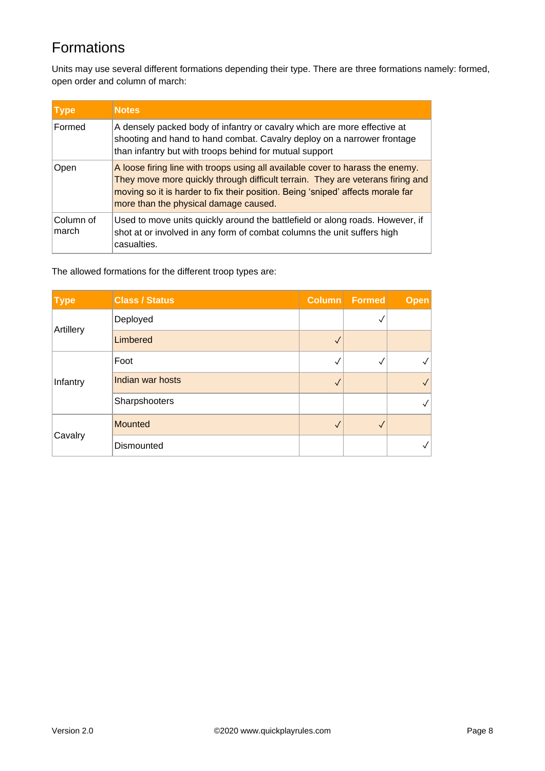# Formations

Units may use several different formations depending their type. There are three formations namely: formed, open order and column of march:

| Type | Notes |
|---|---|
| Formed | A densely packed body of infantry or cavalry which are more effective at shooting and hand to hand combat. Cavalry deploy on a narrower frontage than infantry but with troops behind for mutual support |
| Open | A loose firing line with troops using all available cover to harass the enemy. They move more quickly through difficult terrain. They are veterans firing and moving so it is harder to fix their position. Being 'sniped' affects morale far more than the physical damage caused. |
| Column of march | Used to move units quickly around the battlefield or along roads. However, if shot at or involved in any form of combat columns the unit suffers high casualties. |

The allowed formations for the different troop types are:

| Type | Class / Status | Column | Formed | Open |
|---|---|---|---|---|
| Artillery | Deployed | | ✓ | |
| | Limbered | ✓ | | |
| Infantry | Foot | ✓ | ✓ | ✓ |
| | Indian war hosts | ✓ | | ✓ |
| | Sharpshooters | | | ✓ |
| Cavalry | Mounted | ✓ | ✓ | |
| | Dismounted | | | ✓ |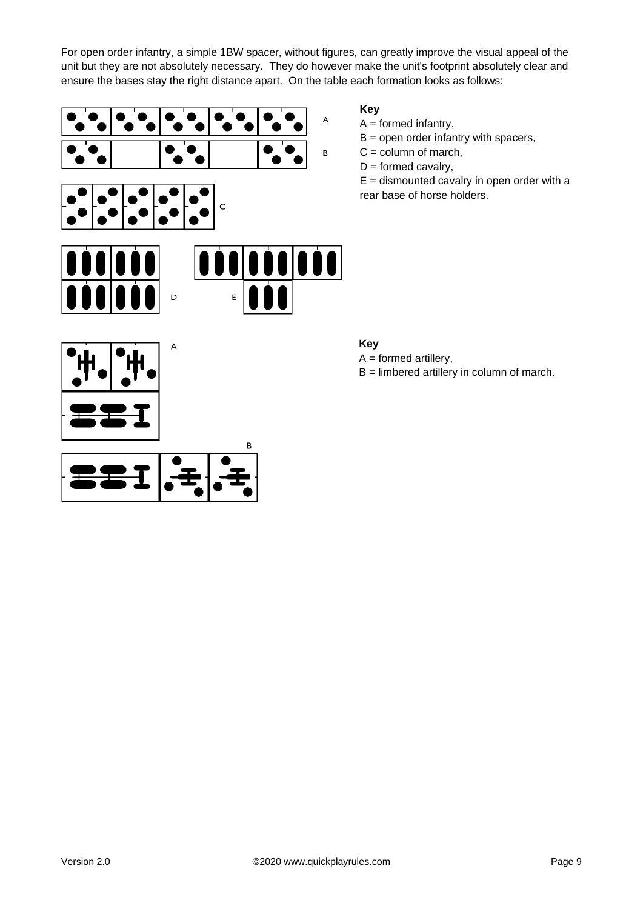For open order infantry, a simple 1BW spacer, without figures, can greatly improve the visual appeal of the unit but they are not absolutely necessary. They do however make the unit's footprint absolutely clear and ensure the bases stay the right distance apart. On the table each formation looks as follows:

**Key**

A = formed infantry,

B = open order infantry with spacers,

C = column of march,

D = formed cavalry,

E = dismounted cavalry in open order with a rear base of horse holders.

**Key**

A = formed artillery,

B = limbered artillery in column of march.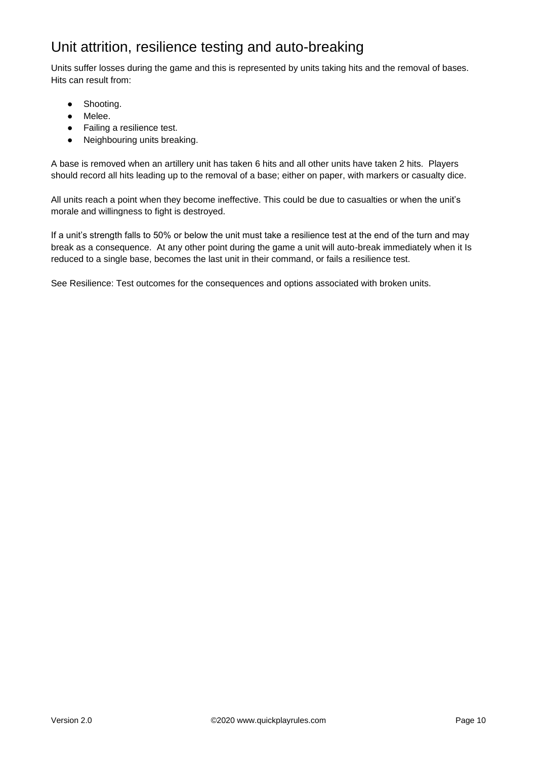# Unit attrition, resilience testing and auto-breaking

Units suffer losses during the game and this is represented by units taking hits and the removal of bases. Hits can result from:

- Shooting.
- Melee.
- Failing a resilience test.
- Neighbouring units breaking.

A base is removed when an artillery unit has taken 6 hits and all other units have taken 2 hits. Players should record all hits leading up to the removal of a base; either on paper, with markers or casualty dice.

All units reach a point when they become ineffective. This could be due to casualties or when the unit's morale and willingness to fight is destroyed.

If a unit's strength falls to 50% or below the unit must take a resilience test at the end of the turn and may break as a consequence. At any other point during the game a unit will auto-break immediately when it Is reduced to a single base, becomes the last unit in their command, or fails a resilience test.

See Resilience: Test outcomes for the consequences and options associated with broken units.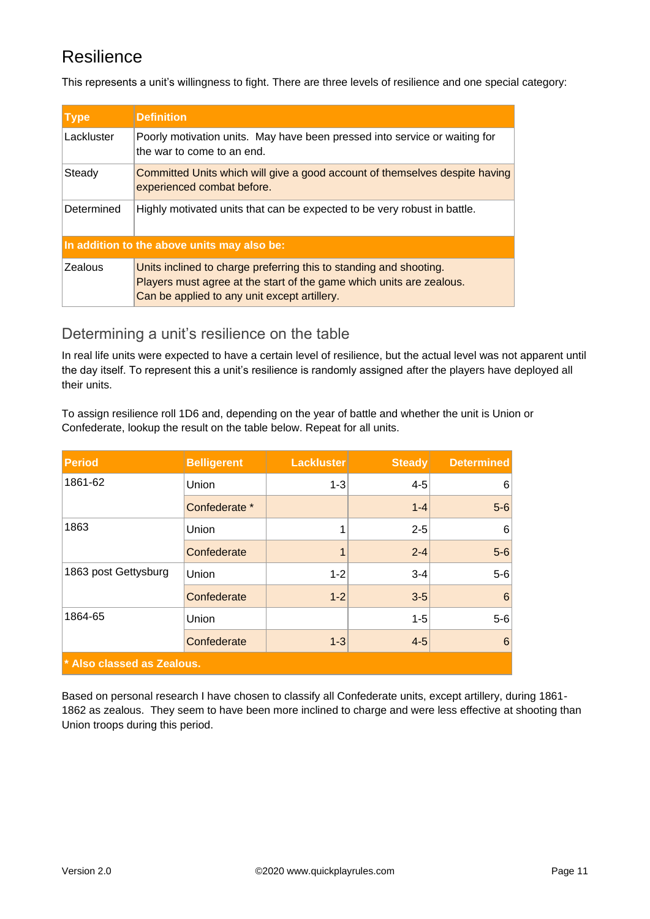# Resilience

This represents a unit's willingness to fight. There are three levels of resilience and one special category:

| Type | Definition |
|---|---|
| Lackluster | Poorly motivation units. May have been pressed into service or waiting for the war to come to an end. |
| Steady | Committed Units which will give a good account of themselves despite having experienced combat before. |
| Determined | Highly motivated units that can be expected to be very robust in battle. |
| **In addition to the above units may also be:** | |
| Zealous | Units inclined to charge preferring this to standing and shooting. Players must agree at the start of the game which units are zealous. Can be applied to any unit except artillery. |

## Determining a unit's resilience on the table

In real life units were expected to have a certain level of resilience, but the actual level was not apparent until the day itself. To represent this a unit's resilience is randomly assigned after the players have deployed all their units.

To assign resilience roll 1D6 and, depending on the year of battle and whether the unit is Union or Confederate, lookup the result on the table below. Repeat for all units.

| Period | Belligerent | Lackluster | Steady | Determined |
|---|---|---:|---:|---:|
| 1861-62 | Union | 1-3 | 4-5 | 6 |
| | Confederate * | | 1-4 | 5-6 |
| 1863 | Union | 1 | 2-5 | 6 |
| | Confederate | 1 | 2-4 | 5-6 |
| 1863 post Gettysburg | Union | 1-2 | 3-4 | 5-6 |
| | Confederate | 1-2 | 3-5 | 6 |
| 1864-65 | Union | | 1-5 | 5-6 |
| | Confederate | 1-3 | 4-5 | 6 |
| **\* Also classed as Zealous.** | | | | |

Based on personal research I have chosen to classify all Confederate units, except artillery, during 1861-1862 as zealous. They seem to have been more inclined to charge and were less effective at shooting than Union troops during this period.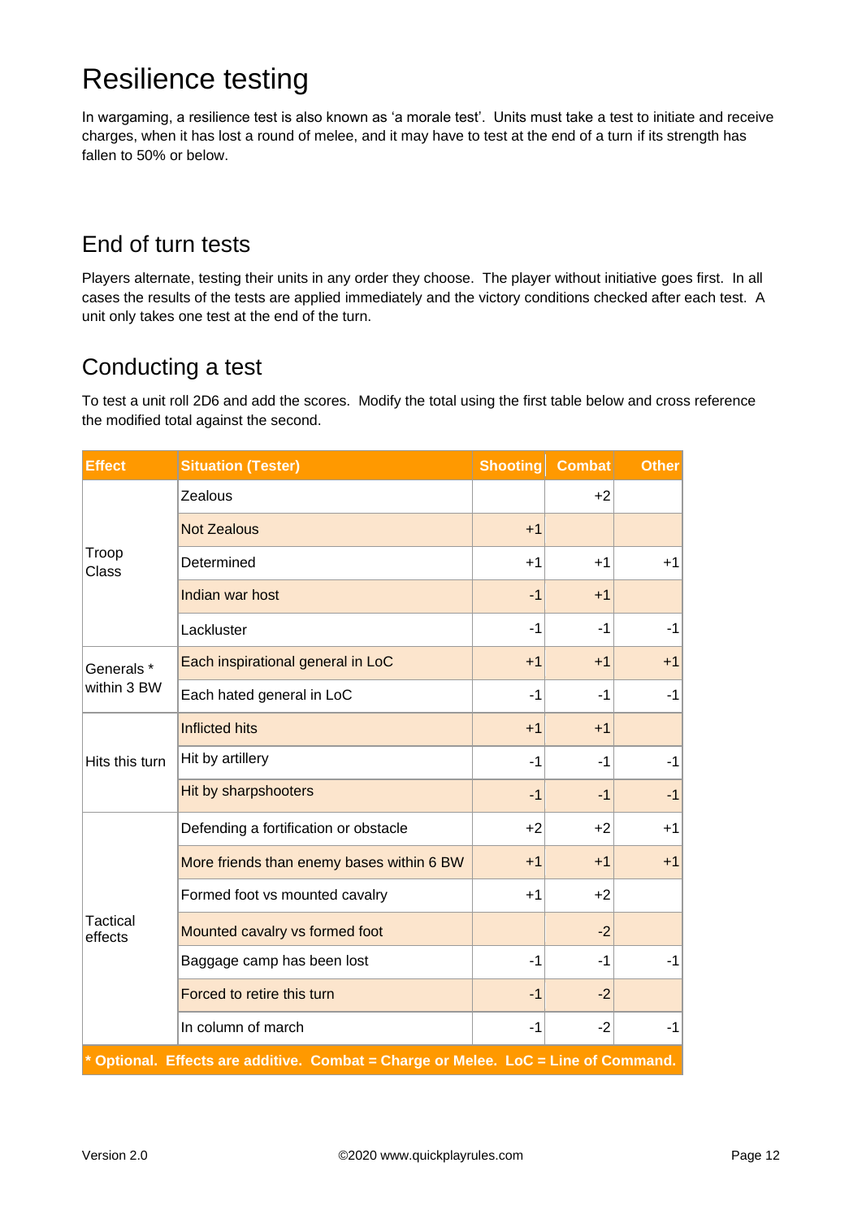# Resilience testing

In wargaming, a resilience test is also known as 'a morale test'. Units must take a test to initiate and receive charges, when it has lost a round of melee, and it may have to test at the end of a turn if its strength has fallen to 50% or below.

## End of turn tests

Players alternate, testing their units in any order they choose. The player without initiative goes first. In all cases the results of the tests are applied immediately and the victory conditions checked after each test. A unit only takes one test at the end of the turn.

## Conducting a test

To test a unit roll 2D6 and add the scores. Modify the total using the first table below and cross reference the modified total against the second.

| Effect | Situation (Tester) | Shooting | Combat | Other |
|---|---|---|---|---|
| Troop Class | Zealous | | +2 | |
| | Not Zealous | +1 | | |
| | Determined | +1 | +1 | +1 |
| | Indian war host | -1 | +1 | |
| | Lackluster | -1 | -1 | -1 |
| Generals * within 3 BW | Each inspirational general in LoC | +1 | +1 | +1 |
| | Each hated general in LoC | -1 | -1 | -1 |
| Hits this turn | Inflicted hits | +1 | +1 | |
| | Hit by artillery | -1 | -1 | -1 |
| | Hit by sharpshooters | -1 | -1 | -1 |
| Tactical effects | Defending a fortification or obstacle | +2 | +2 | +1 |
| | More friends than enemy bases within 6 BW | +1 | +1 | +1 |
| | Formed foot vs mounted cavalry | +1 | +2 | |
| | Mounted cavalry vs formed foot | | -2 | |
| | Baggage camp has been lost | -1 | -1 | -1 |
| | Forced to retire this turn | -1 | -2 | |
| | In column of march | -1 | -2 | -1 |
| * Optional. Effects are additive. Combat = Charge or Melee. LoC = Line of Command. | | | | |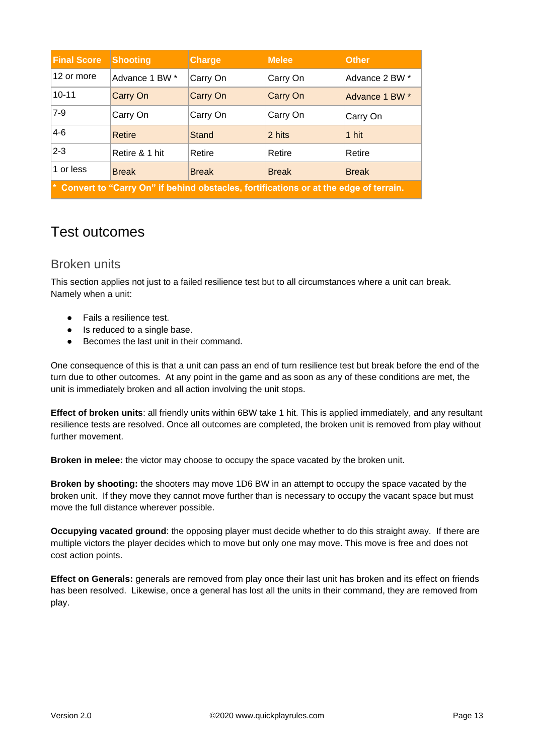| Final Score | Shooting | Charge | Melee | Other |
|---|---|---|---|---|
| 12 or more | Advance 1 BW * | Carry On | Carry On | Advance 2 BW * |
| 10-11 | Carry On | Carry On | Carry On | Advance 1 BW * |
| 7-9 | Carry On | Carry On | Carry On | Carry On |
| 4-6 | Retire | Stand | 2 hits | 1 hit |
| 2-3 | Retire & 1 hit | Retire | Retire | Retire |
| 1 or less | Break | Break | Break | Break |
| * Convert to "Carry On" if behind obstacles, fortifications or at the edge of terrain. | | | | |

# Test outcomes

## Broken units

This section applies not just to a failed resilience test but to all circumstances where a unit can break. Namely when a unit:

- Fails a resilience test.
- Is reduced to a single base.
- Becomes the last unit in their command.

One consequence of this is that a unit can pass an end of turn resilience test but break before the end of the turn due to other outcomes. At any point in the game and as soon as any of these conditions are met, the unit is immediately broken and all action involving the unit stops.

**Effect of broken units**: all friendly units within 6BW take 1 hit. This is applied immediately, and any resultant resilience tests are resolved. Once all outcomes are completed, the broken unit is removed from play without further movement.

**Broken in melee:** the victor may choose to occupy the space vacated by the broken unit.

**Broken by shooting:** the shooters may move 1D6 BW in an attempt to occupy the space vacated by the broken unit. If they move they cannot move further than is necessary to occupy the vacant space but must move the full distance wherever possible.

**Occupying vacated ground**: the opposing player must decide whether to do this straight away. If there are multiple victors the player decides which to move but only one may move. This move is free and does not cost action points.

**Effect on Generals:** generals are removed from play once their last unit has broken and its effect on friends has been resolved. Likewise, once a general has lost all the units in their command, they are removed from play.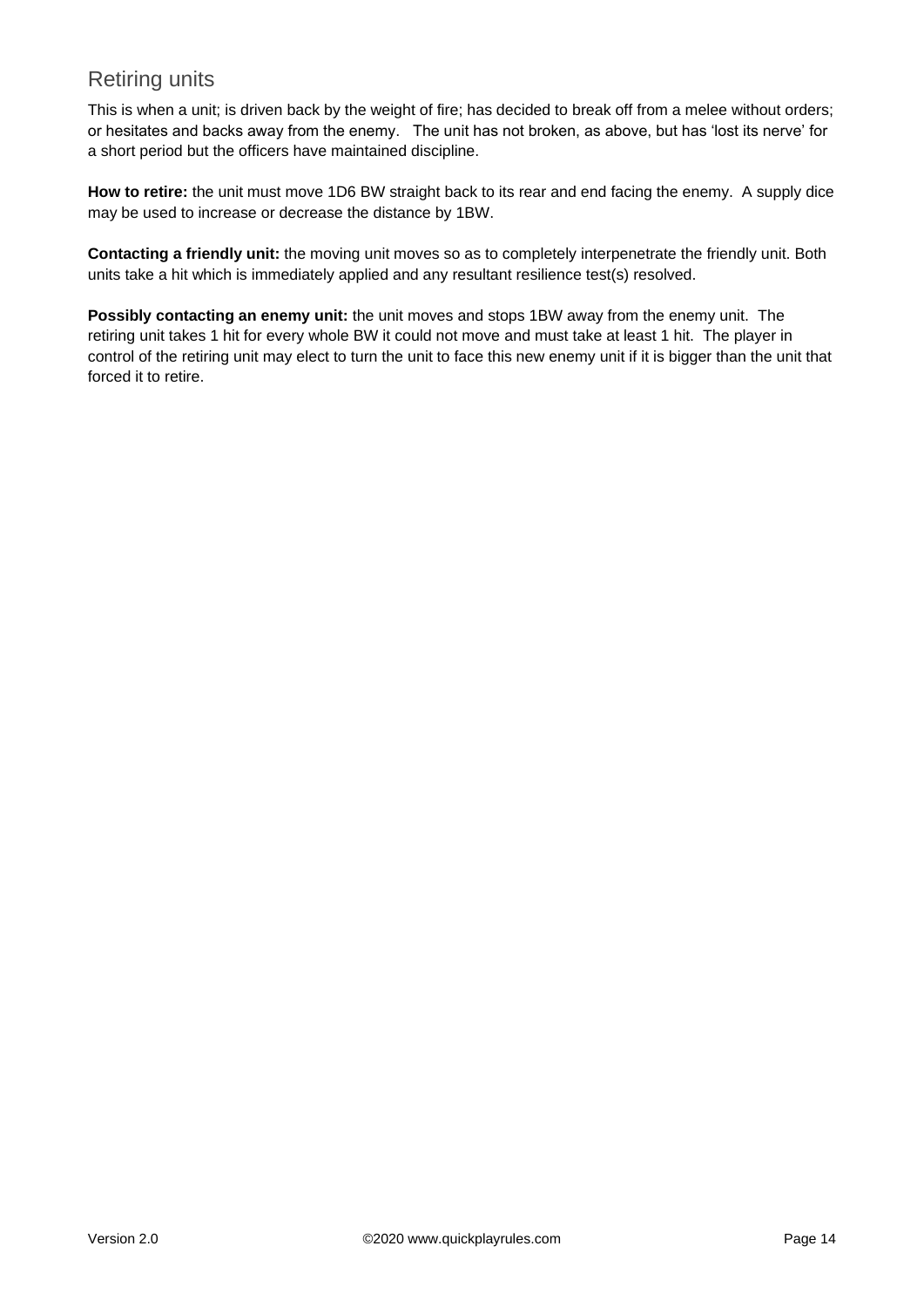## Retiring units

This is when a unit; is driven back by the weight of fire; has decided to break off from a melee without orders; or hesitates and backs away from the enemy. The unit has not broken, as above, but has 'lost its nerve' for a short period but the officers have maintained discipline.

**How to retire:** the unit must move 1D6 BW straight back to its rear and end facing the enemy. A supply dice may be used to increase or decrease the distance by 1BW.

**Contacting a friendly unit:** the moving unit moves so as to completely interpenetrate the friendly unit. Both units take a hit which is immediately applied and any resultant resilience test(s) resolved.

**Possibly contacting an enemy unit:** the unit moves and stops 1BW away from the enemy unit. The retiring unit takes 1 hit for every whole BW it could not move and must take at least 1 hit. The player in control of the retiring unit may elect to turn the unit to face this new enemy unit if it is bigger than the unit that forced it to retire.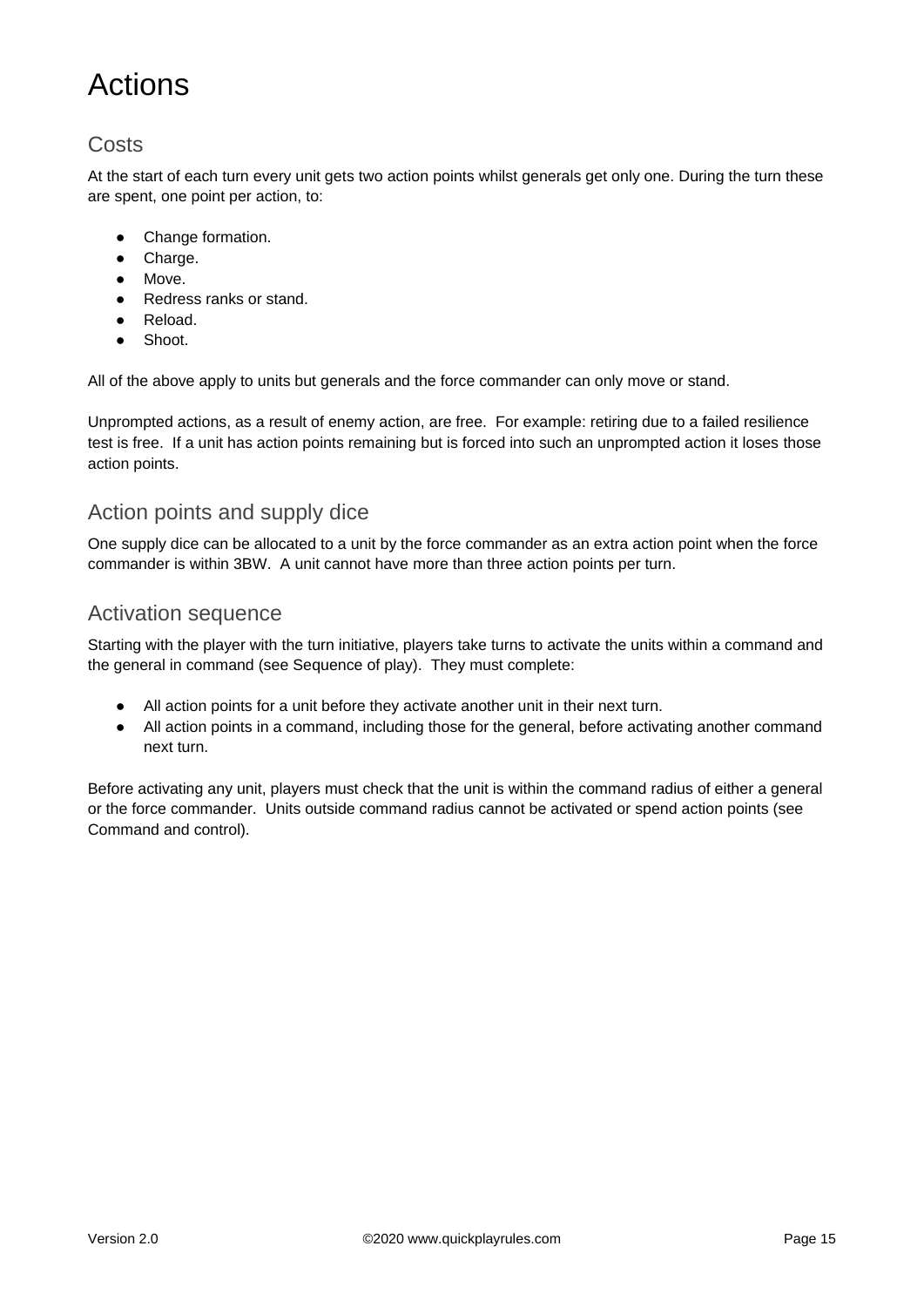# Actions

## Costs

At the start of each turn every unit gets two action points whilst generals get only one. During the turn these are spent, one point per action, to:

- Change formation.
- Charge.
- Move.
- Redress ranks or stand.
- Reload.
- Shoot.

All of the above apply to units but generals and the force commander can only move or stand.

Unprompted actions, as a result of enemy action, are free. For example: retiring due to a failed resilience test is free. If a unit has action points remaining but is forced into such an unprompted action it loses those action points.

## Action points and supply dice

One supply dice can be allocated to a unit by the force commander as an extra action point when the force commander is within 3BW. A unit cannot have more than three action points per turn.

## Activation sequence

Starting with the player with the turn initiative, players take turns to activate the units within a command and the general in command (see Sequence of play). They must complete:

- All action points for a unit before they activate another unit in their next turn.
- All action points in a command, including those for the general, before activating another command next turn.

Before activating any unit, players must check that the unit is within the command radius of either a general or the force commander. Units outside command radius cannot be activated or spend action points (see Command and control).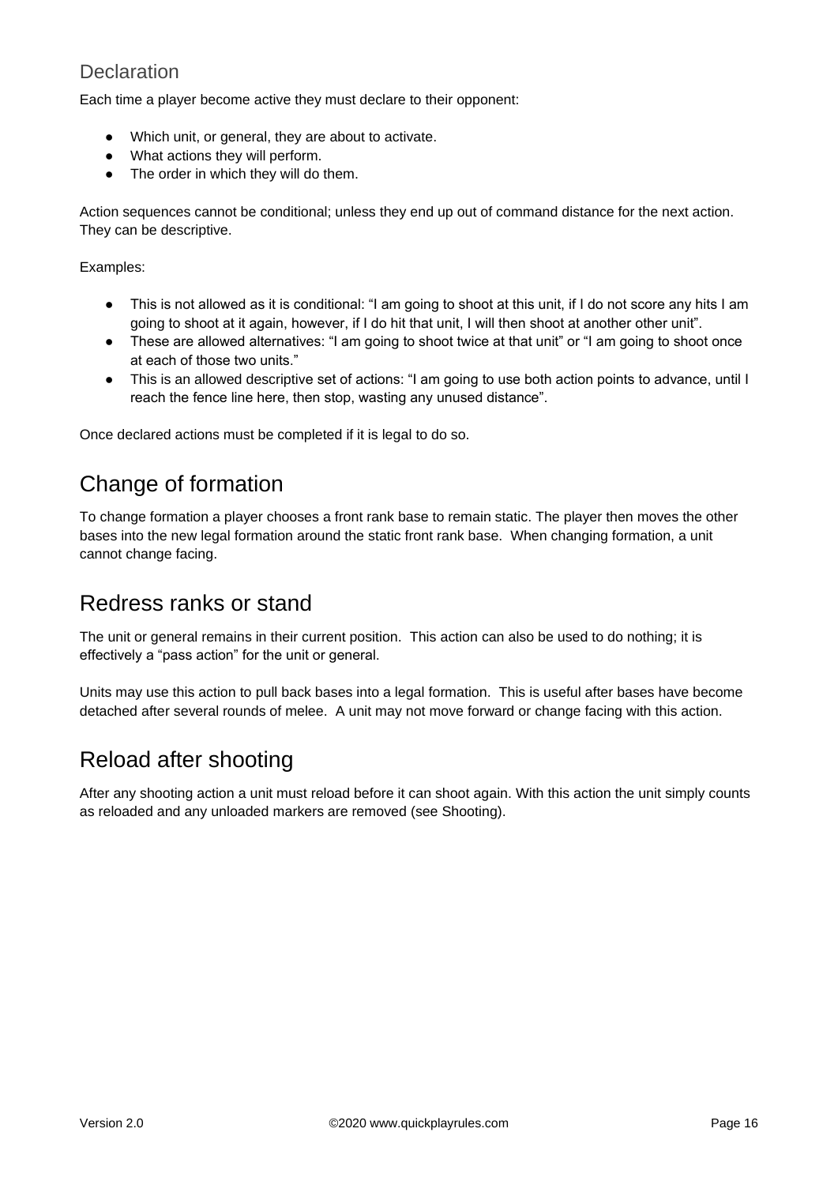### Declaration

Each time a player become active they must declare to their opponent:

- Which unit, or general, they are about to activate.
- What actions they will perform.
- The order in which they will do them.

Action sequences cannot be conditional; unless they end up out of command distance for the next action. They can be descriptive.

Examples:

- This is not allowed as it is conditional: "I am going to shoot at this unit, if I do not score any hits I am going to shoot at it again, however, if I do hit that unit, I will then shoot at another other unit".
- These are allowed alternatives: "I am going to shoot twice at that unit" or "I am going to shoot once at each of those two units."
- This is an allowed descriptive set of actions: "I am going to use both action points to advance, until I reach the fence line here, then stop, wasting any unused distance".

Once declared actions must be completed if it is legal to do so.

## Change of formation

To change formation a player chooses a front rank base to remain static. The player then moves the other bases into the new legal formation around the static front rank base. When changing formation, a unit cannot change facing.

## Redress ranks or stand

The unit or general remains in their current position. This action can also be used to do nothing; it is effectively a "pass action" for the unit or general.

Units may use this action to pull back bases into a legal formation. This is useful after bases have become detached after several rounds of melee. A unit may not move forward or change facing with this action.

## Reload after shooting

After any shooting action a unit must reload before it can shoot again. With this action the unit simply counts as reloaded and any unloaded markers are removed (see Shooting).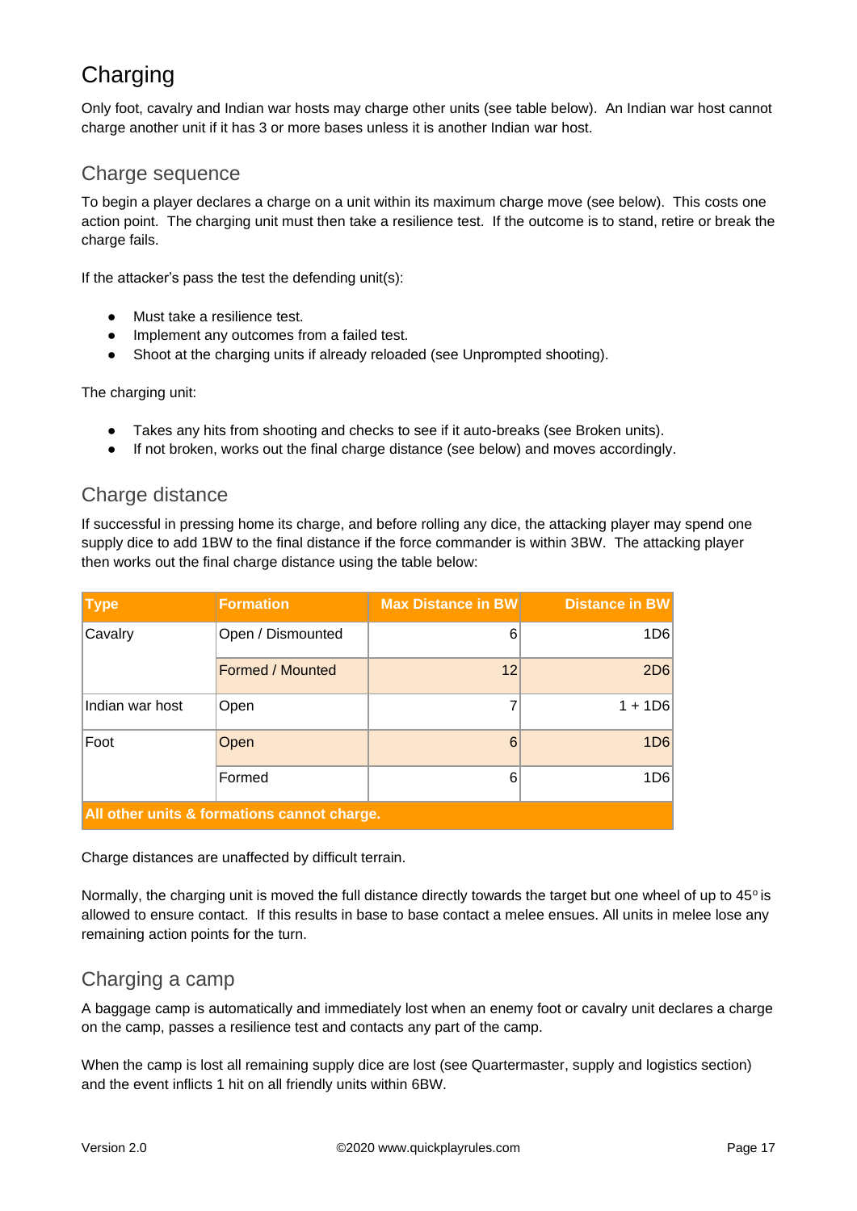# Charging

Only foot, cavalry and Indian war hosts may charge other units (see table below). An Indian war host cannot charge another unit if it has 3 or more bases unless it is another Indian war host.

## Charge sequence

To begin a player declares a charge on a unit within its maximum charge move (see below). This costs one action point. The charging unit must then take a resilience test. If the outcome is to stand, retire or break the charge fails.

If the attacker's pass the test the defending unit(s):

- Must take a resilience test.
- Implement any outcomes from a failed test.
- Shoot at the charging units if already reloaded (see Unprompted shooting).

The charging unit:

- Takes any hits from shooting and checks to see if it auto-breaks (see Broken units).
- If not broken, works out the final charge distance (see below) and moves accordingly.

## Charge distance

If successful in pressing home its charge, and before rolling any dice, the attacking player may spend one supply dice to add 1BW to the final distance if the force commander is within 3BW. The attacking player then works out the final charge distance using the table below:

| Type | Formation | Max Distance in BW | Distance in BW |
|---|---|---|---|
| Cavalry | Open / Dismounted | 6 | 1D6 |
| | Formed / Mounted | 12 | 2D6 |
| Indian war host | Open | 7 | 1 + 1D6 |
| Foot | Open | 6 | 1D6 |
| | Formed | 6 | 1D6 |
| **All other units & formations cannot charge.** | | | |

Charge distances are unaffected by difficult terrain.

Normally, the charging unit is moved the full distance directly towards the target but one wheel of up to 45° is allowed to ensure contact. If this results in base to base contact a melee ensues. All units in melee lose any remaining action points for the turn.

## Charging a camp

A baggage camp is automatically and immediately lost when an enemy foot or cavalry unit declares a charge on the camp, passes a resilience test and contacts any part of the camp.

When the camp is lost all remaining supply dice are lost (see Quartermaster, supply and logistics section) and the event inflicts 1 hit on all friendly units within 6BW.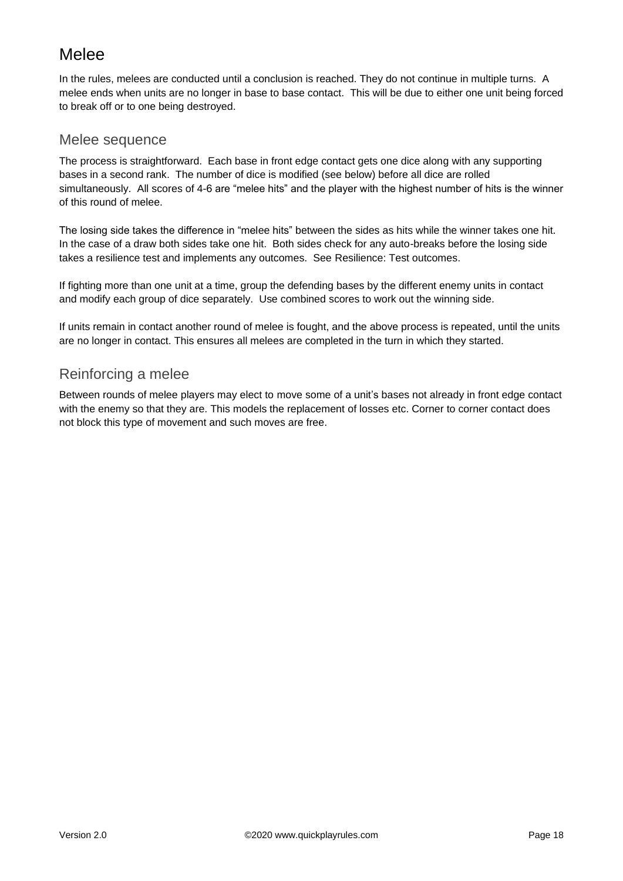# Melee

In the rules, melees are conducted until a conclusion is reached. They do not continue in multiple turns. A melee ends when units are no longer in base to base contact. This will be due to either one unit being forced to break off or to one being destroyed.

## Melee sequence

The process is straightforward. Each base in front edge contact gets one dice along with any supporting bases in a second rank. The number of dice is modified (see below) before all dice are rolled simultaneously. All scores of 4-6 are "melee hits" and the player with the highest number of hits is the winner of this round of melee.

The losing side takes the difference in "melee hits" between the sides as hits while the winner takes one hit. In the case of a draw both sides take one hit. Both sides check for any auto-breaks before the losing side takes a resilience test and implements any outcomes. See Resilience: Test outcomes.

If fighting more than one unit at a time, group the defending bases by the different enemy units in contact and modify each group of dice separately. Use combined scores to work out the winning side.

If units remain in contact another round of melee is fought, and the above process is repeated, until the units are no longer in contact. This ensures all melees are completed in the turn in which they started.

## Reinforcing a melee

Between rounds of melee players may elect to move some of a unit's bases not already in front edge contact with the enemy so that they are. This models the replacement of losses etc. Corner to corner contact does not block this type of movement and such moves are free.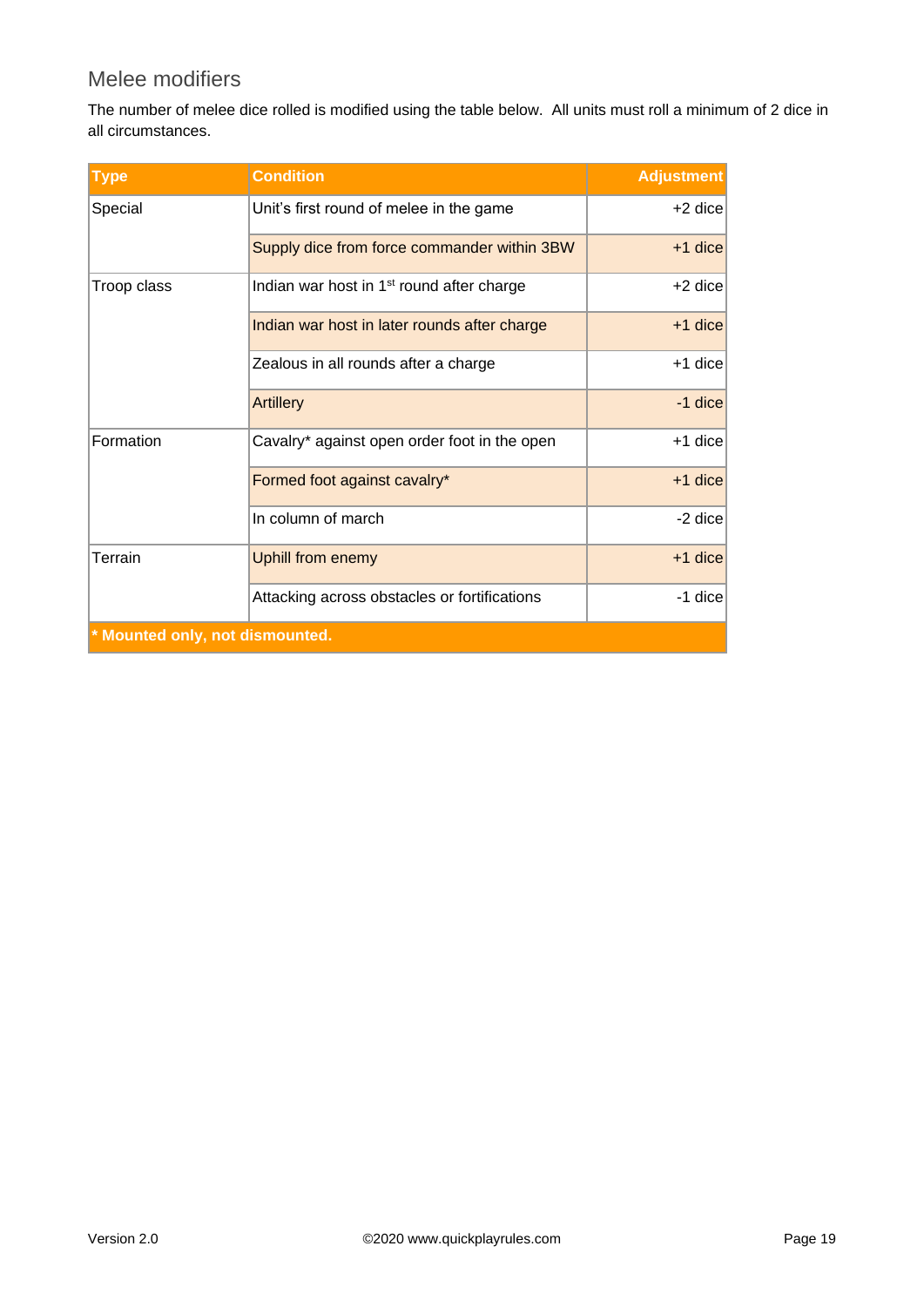## Melee modifiers

The number of melee dice rolled is modified using the table below. All units must roll a minimum of 2 dice in all circumstances.

| Type | Condition | Adjustment |
|---|---|---|
| Special | Unit's first round of melee in the game | +2 dice |
| | Supply dice from force commander within 3BW | +1 dice |
| Troop class | Indian war host in 1st round after charge | +2 dice |
| | Indian war host in later rounds after charge | +1 dice |
| | Zealous in all rounds after a charge | +1 dice |
| | Artillery | -1 dice |
| Formation | Cavalry* against open order foot in the open | +1 dice |
| | Formed foot against cavalry* | +1 dice |
| | In column of march | -2 dice |
| Terrain | Uphill from enemy | +1 dice |
| | Attacking across obstacles or fortifications | -1 dice |
| **\* Mounted only, not dismounted.** | | |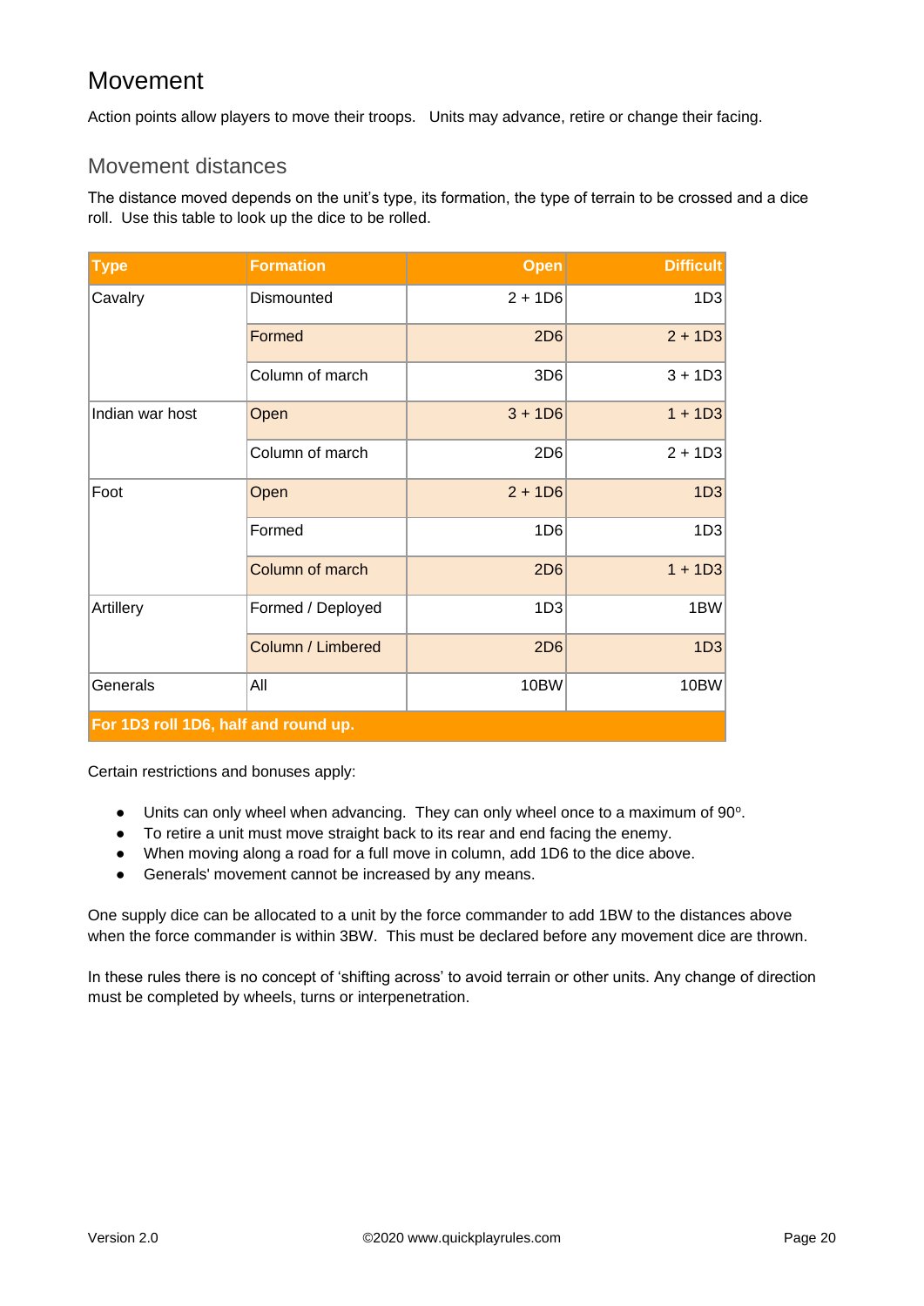# Movement

Action points allow players to move their troops. Units may advance, retire or change their facing.

## Movement distances

The distance moved depends on the unit's type, its formation, the type of terrain to be crossed and a dice roll. Use this table to look up the dice to be rolled.

| Type | Formation | Open | Difficult |
|---|---|---:|---:|
| Cavalry | Dismounted | 2 + 1D6 | 1D3 |
| | Formed | 2D6 | 2 + 1D3 |
| | Column of march | 3D6 | 3 + 1D3 |
| Indian war host | Open | 3 + 1D6 | 1 + 1D3 |
| | Column of march | 2D6 | 2 + 1D3 |
| Foot | Open | 2 + 1D6 | 1D3 |
| | Formed | 1D6 | 1D3 |
| | Column of march | 2D6 | 1 + 1D3 |
| Artillery | Formed / Deployed | 1D3 | 1BW |
| | Column / Limbered | 2D6 | 1D3 |
| Generals | All | 10BW | 10BW |
| **For 1D3 roll 1D6, half and round up.** | | | |

Certain restrictions and bonuses apply:

- Units can only wheel when advancing. They can only wheel once to a maximum of 90°.
- To retire a unit must move straight back to its rear and end facing the enemy.
- When moving along a road for a full move in column, add 1D6 to the dice above.
- Generals' movement cannot be increased by any means.

One supply dice can be allocated to a unit by the force commander to add 1BW to the distances above when the force commander is within 3BW. This must be declared before any movement dice are thrown.

In these rules there is no concept of 'shifting across' to avoid terrain or other units. Any change of direction must be completed by wheels, turns or interpenetration.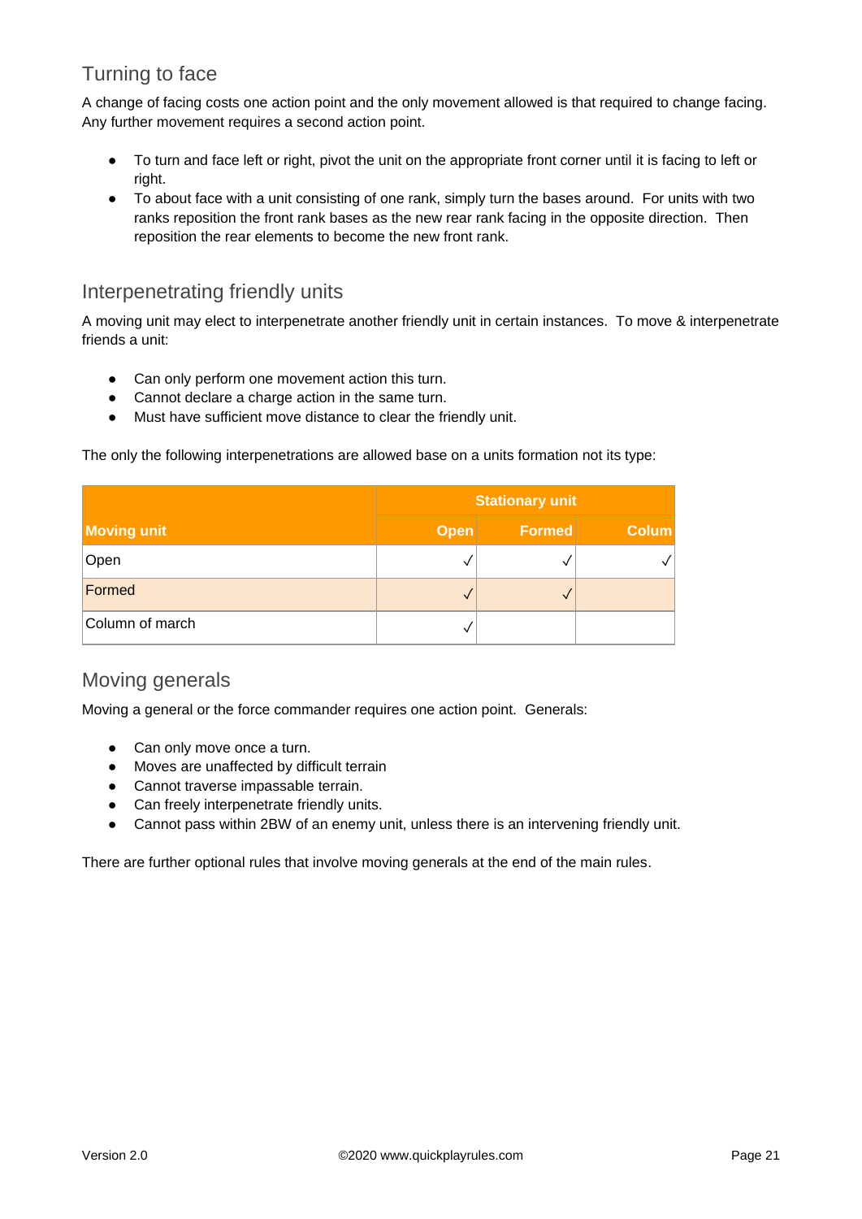## Turning to face

A change of facing costs one action point and the only movement allowed is that required to change facing. Any further movement requires a second action point.

- To turn and face left or right, pivot the unit on the appropriate front corner until it is facing to left or right.
- To about face with a unit consisting of one rank, simply turn the bases around. For units with two ranks reposition the front rank bases as the new rear rank facing in the opposite direction. Then reposition the rear elements to become the new front rank.

## Interpenetrating friendly units

A moving unit may elect to interpenetrate another friendly unit in certain instances. To move & interpenetrate friends a unit:

- Can only perform one movement action this turn.
- Cannot declare a charge action in the same turn.
- Must have sufficient move distance to clear the friendly unit.

The only the following interpenetrations are allowed base on a units formation not its type:

| | Stationary unit | | |
|---|---|---|---|
| **Moving unit** | **Open** | **Formed** | **Colum** |
| Open | ✓ | ✓ | ✓ |
| Formed | ✓ | ✓ | |
| Column of march | ✓ | | |

## Moving generals

Moving a general or the force commander requires one action point. Generals:

- Can only move once a turn.
- Moves are unaffected by difficult terrain
- Cannot traverse impassable terrain.
- Can freely interpenetrate friendly units.
- Cannot pass within 2BW of an enemy unit, unless there is an intervening friendly unit.

There are further optional rules that involve moving generals at the end of the main rules.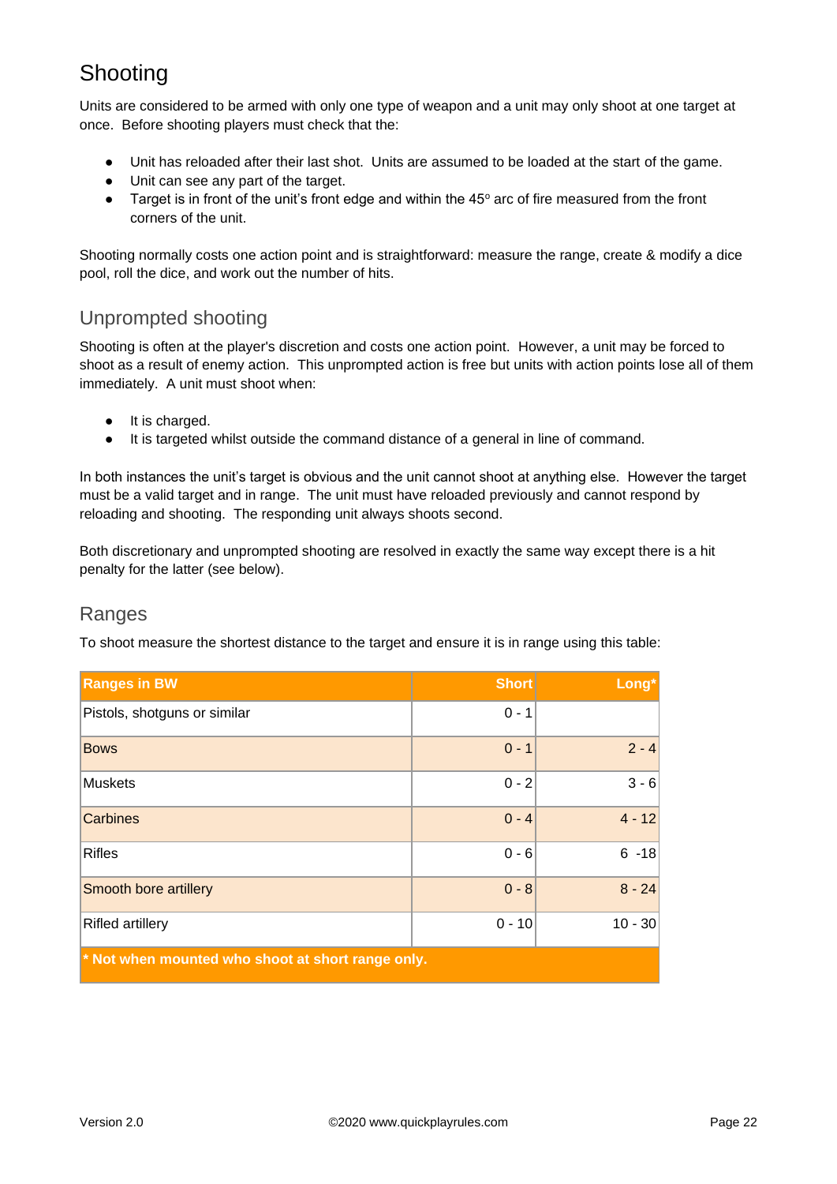# Shooting

Units are considered to be armed with only one type of weapon and a unit may only shoot at one target at once. Before shooting players must check that the:

- Unit has reloaded after their last shot. Units are assumed to be loaded at the start of the game.
- Unit can see any part of the target.
- Target is in front of the unit's front edge and within the 45º arc of fire measured from the front corners of the unit.

Shooting normally costs one action point and is straightforward: measure the range, create & modify a dice pool, roll the dice, and work out the number of hits.

## Unprompted shooting

Shooting is often at the player's discretion and costs one action point. However, a unit may be forced to shoot as a result of enemy action. This unprompted action is free but units with action points lose all of them immediately. A unit must shoot when:

- It is charged.
- It is targeted whilst outside the command distance of a general in line of command.

In both instances the unit's target is obvious and the unit cannot shoot at anything else. However the target must be a valid target and in range. The unit must have reloaded previously and cannot respond by reloading and shooting. The responding unit always shoots second.

Both discretionary and unprompted shooting are resolved in exactly the same way except there is a hit penalty for the latter (see below).

## Ranges

To shoot measure the shortest distance to the target and ensure it is in range using this table:

| Ranges in BW | Short | Long* |
|---|---:|---:|
| Pistols, shotguns or similar | 0 - 1 | |
| Bows | 0 - 1 | 2 - 4 |
| Muskets | 0 - 2 | 3 - 6 |
| Carbines | 0 - 4 | 4 - 12 |
| Rifles | 0 - 6 | 6 -18 |
| Smooth bore artillery | 0 - 8 | 8 - 24 |
| Rifled artillery | 0 - 10 | 10 - 30 |
| * Not when mounted who shoot at short range only. | | |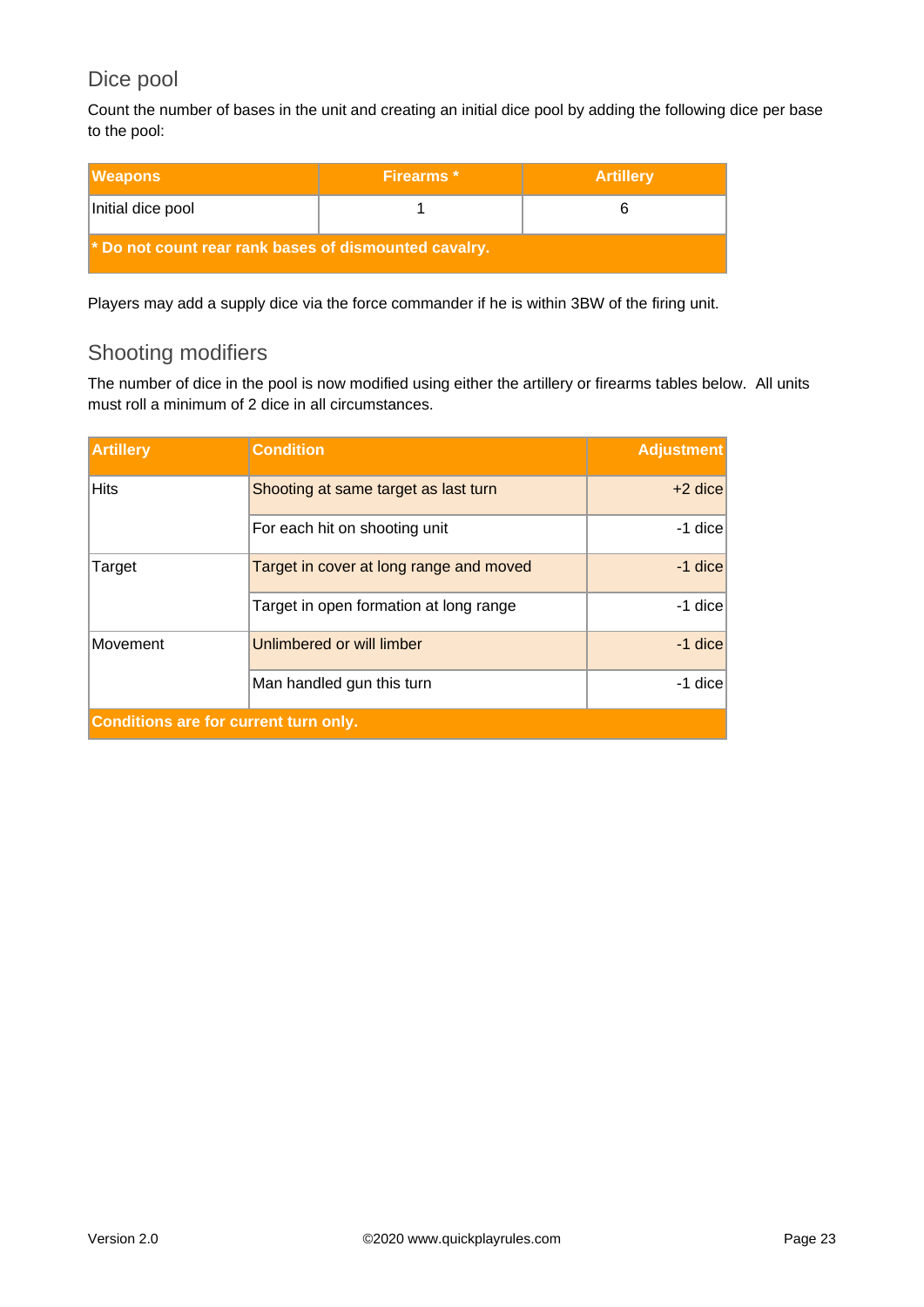## Dice pool

Count the number of bases in the unit and creating an initial dice pool by adding the following dice per base to the pool:

| Weapons | Firearms * | Artillery |
| --- | --- | --- |
| Initial dice pool | 1 | 6 |
| * Do not count rear rank bases of dismounted cavalry. | | |

Players may add a supply dice via the force commander if he is within 3BW of the firing unit.

## Shooting modifiers

The number of dice in the pool is now modified using either the artillery or firearms tables below. All units must roll a minimum of 2 dice in all circumstances.

| Artillery | Condition | Adjustment |
| --- | --- | --- |
| Hits | Shooting at same target as last turn | +2 dice |
| | For each hit on shooting unit | -1 dice |
| Target | Target in cover at long range and moved | -1 dice |
| | Target in open formation at long range | -1 dice |
| Movement | Unlimbered or will limber | -1 dice |
| | Man handled gun this turn | -1 dice |
| Conditions are for current turn only. | | |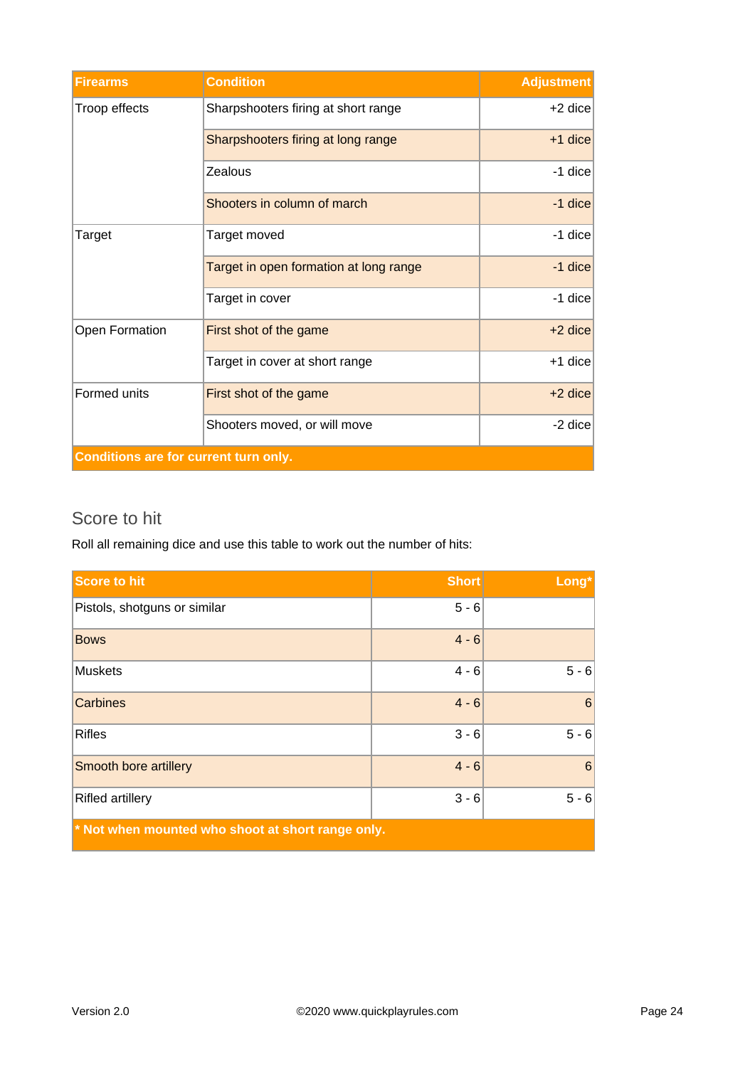| Firearms | Condition | Adjustment |
|---|---|---|
| Troop effects | Sharpshooters firing at short range | +2 dice |
| | Sharpshooters firing at long range | +1 dice |
| | Zealous | -1 dice |
| | Shooters in column of march | -1 dice |
| Target | Target moved | -1 dice |
| | Target in open formation at long range | -1 dice |
| | Target in cover | -1 dice |
| Open Formation | First shot of the game | +2 dice |
| | Target in cover at short range | +1 dice |
| Formed units | First shot of the game | +2 dice |
| | Shooters moved, or will move | -2 dice |
| **Conditions are for current turn only.** | | |

## Score to hit

Roll all remaining dice and use this table to work out the number of hits:

| Score to hit | Short | Long* |
|---|---|---|
| Pistols, shotguns or similar | 5 - 6 | |
| Bows | 4 - 6 | |
| Muskets | 4 - 6 | 5 - 6 |
| Carbines | 4 - 6 | 6 |
| Rifles | 3 - 6 | 5 - 6 |
| Smooth bore artillery | 4 - 6 | 6 |
| Rifled artillery | 3 - 6 | 5 - 6 |
| **\* Not when mounted who shoot at short range only.** | | |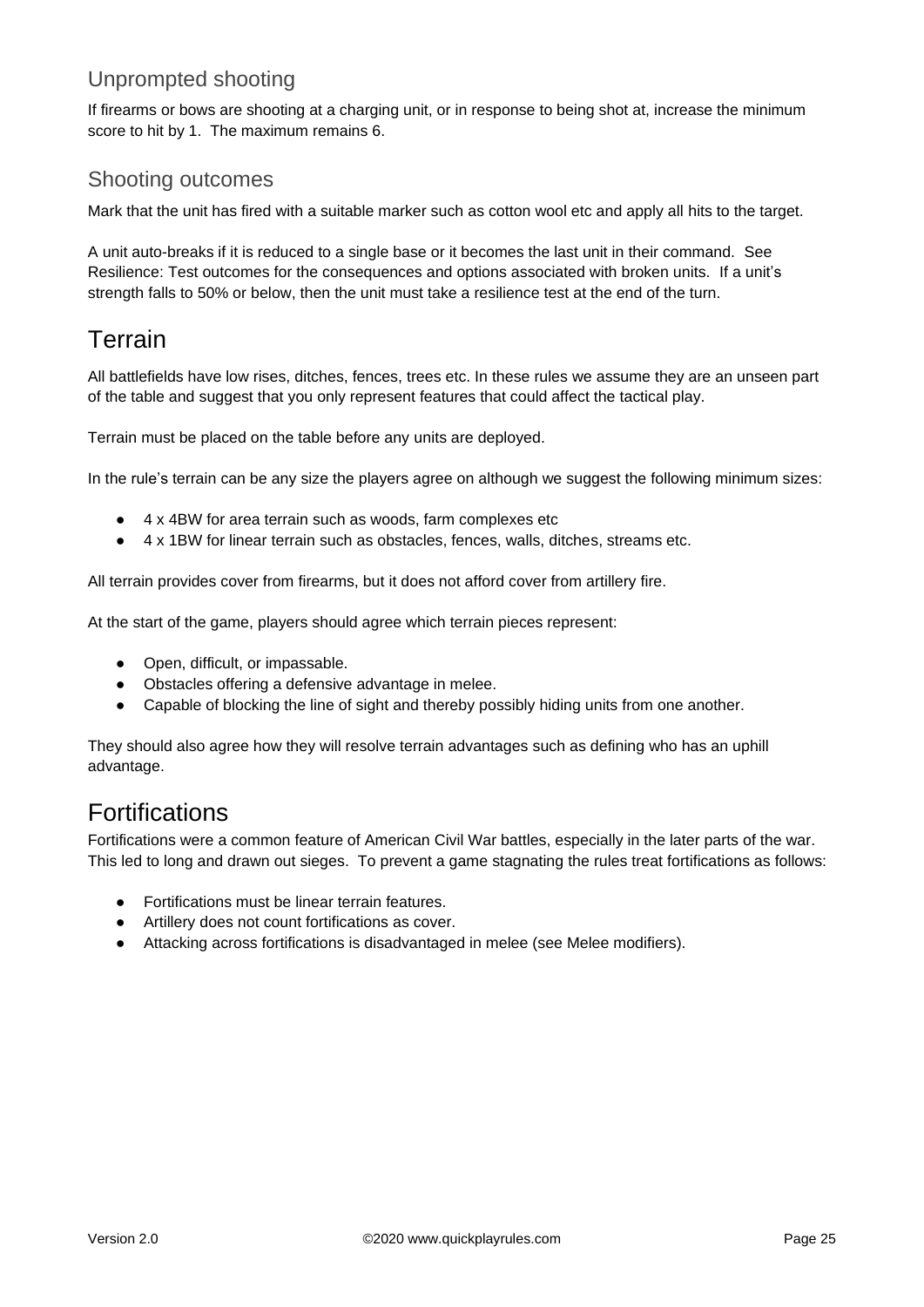### Unprompted shooting

If firearms or bows are shooting at a charging unit, or in response to being shot at, increase the minimum score to hit by 1. The maximum remains 6.

### Shooting outcomes

Mark that the unit has fired with a suitable marker such as cotton wool etc and apply all hits to the target.

A unit auto-breaks if it is reduced to a single base or it becomes the last unit in their command. See Resilience: Test outcomes for the consequences and options associated with broken units. If a unit's strength falls to 50% or below, then the unit must take a resilience test at the end of the turn.

## Terrain

All battlefields have low rises, ditches, fences, trees etc. In these rules we assume they are an unseen part of the table and suggest that you only represent features that could affect the tactical play.

Terrain must be placed on the table before any units are deployed.

In the rule's terrain can be any size the players agree on although we suggest the following minimum sizes:

- 4 x 4BW for area terrain such as woods, farm complexes etc
- 4 x 1BW for linear terrain such as obstacles, fences, walls, ditches, streams etc.

All terrain provides cover from firearms, but it does not afford cover from artillery fire.

At the start of the game, players should agree which terrain pieces represent:

- Open, difficult, or impassable.
- Obstacles offering a defensive advantage in melee.
- Capable of blocking the line of sight and thereby possibly hiding units from one another.

They should also agree how they will resolve terrain advantages such as defining who has an uphill advantage.

## Fortifications

Fortifications were a common feature of American Civil War battles, especially in the later parts of the war. This led to long and drawn out sieges. To prevent a game stagnating the rules treat fortifications as follows:

- Fortifications must be linear terrain features.
- Artillery does not count fortifications as cover.
- Attacking across fortifications is disadvantaged in melee (see Melee modifiers).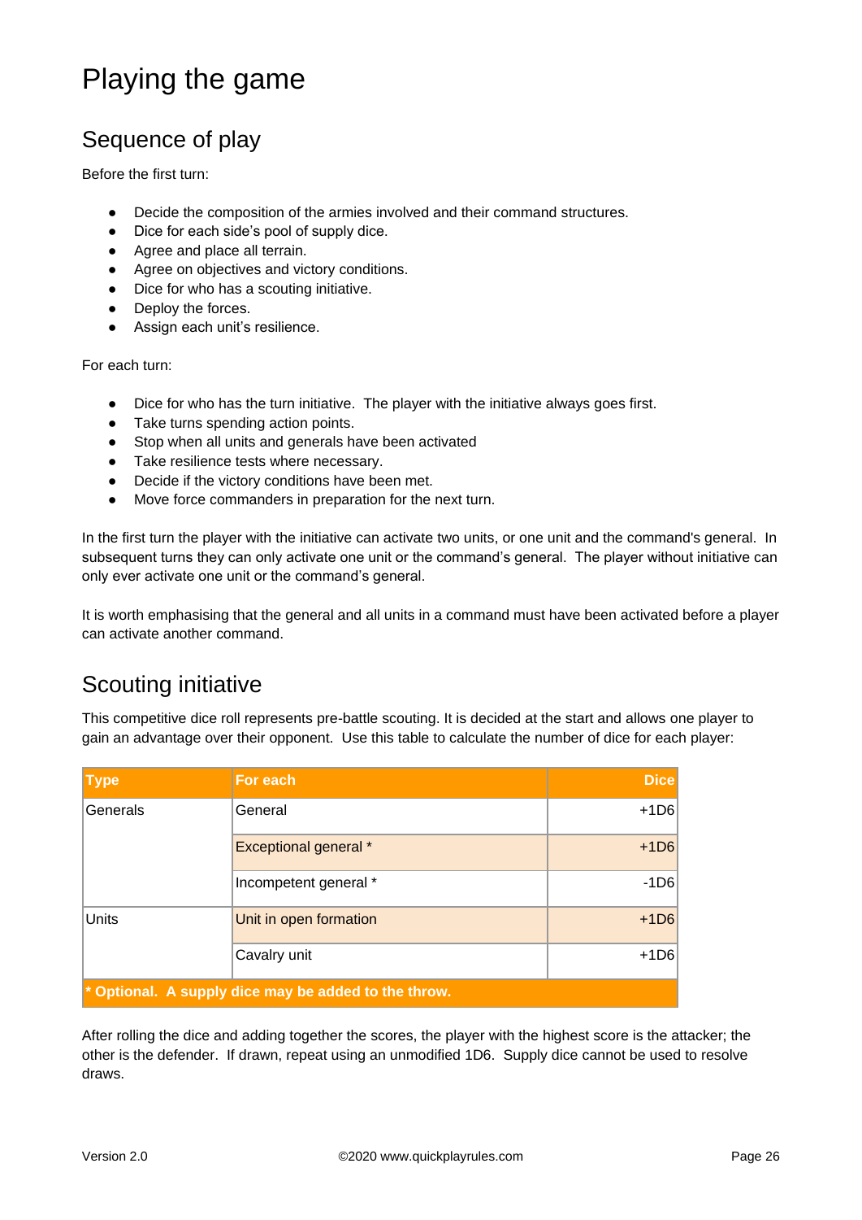# Playing the game

## Sequence of play

Before the first turn:

- Decide the composition of the armies involved and their command structures.
- Dice for each side's pool of supply dice.
- Agree and place all terrain.
- Agree on objectives and victory conditions.
- Dice for who has a scouting initiative.
- Deploy the forces.
- Assign each unit's resilience.

For each turn:

- Dice for who has the turn initiative. The player with the initiative always goes first.
- Take turns spending action points.
- Stop when all units and generals have been activated
- Take resilience tests where necessary.
- Decide if the victory conditions have been met.
- Move force commanders in preparation for the next turn.

In the first turn the player with the initiative can activate two units, or one unit and the command's general. In subsequent turns they can only activate one unit or the command's general. The player without initiative can only ever activate one unit or the command's general.

It is worth emphasising that the general and all units in a command must have been activated before a player can activate another command.

## Scouting initiative

This competitive dice roll represents pre-battle scouting. It is decided at the start and allows one player to gain an advantage over their opponent. Use this table to calculate the number of dice for each player:

| Type | For each | Dice |
|---|---|---:|
| Generals | General | +1D6 |
| | Exceptional general * | +1D6 |
| | Incompetent general * | -1D6 |
| Units | Unit in open formation | +1D6 |
| | Cavalry unit | +1D6 |
| **\* Optional. A supply dice may be added to the throw.** | | |

After rolling the dice and adding together the scores, the player with the highest score is the attacker; the other is the defender. If drawn, repeat using an unmodified 1D6. Supply dice cannot be used to resolve draws.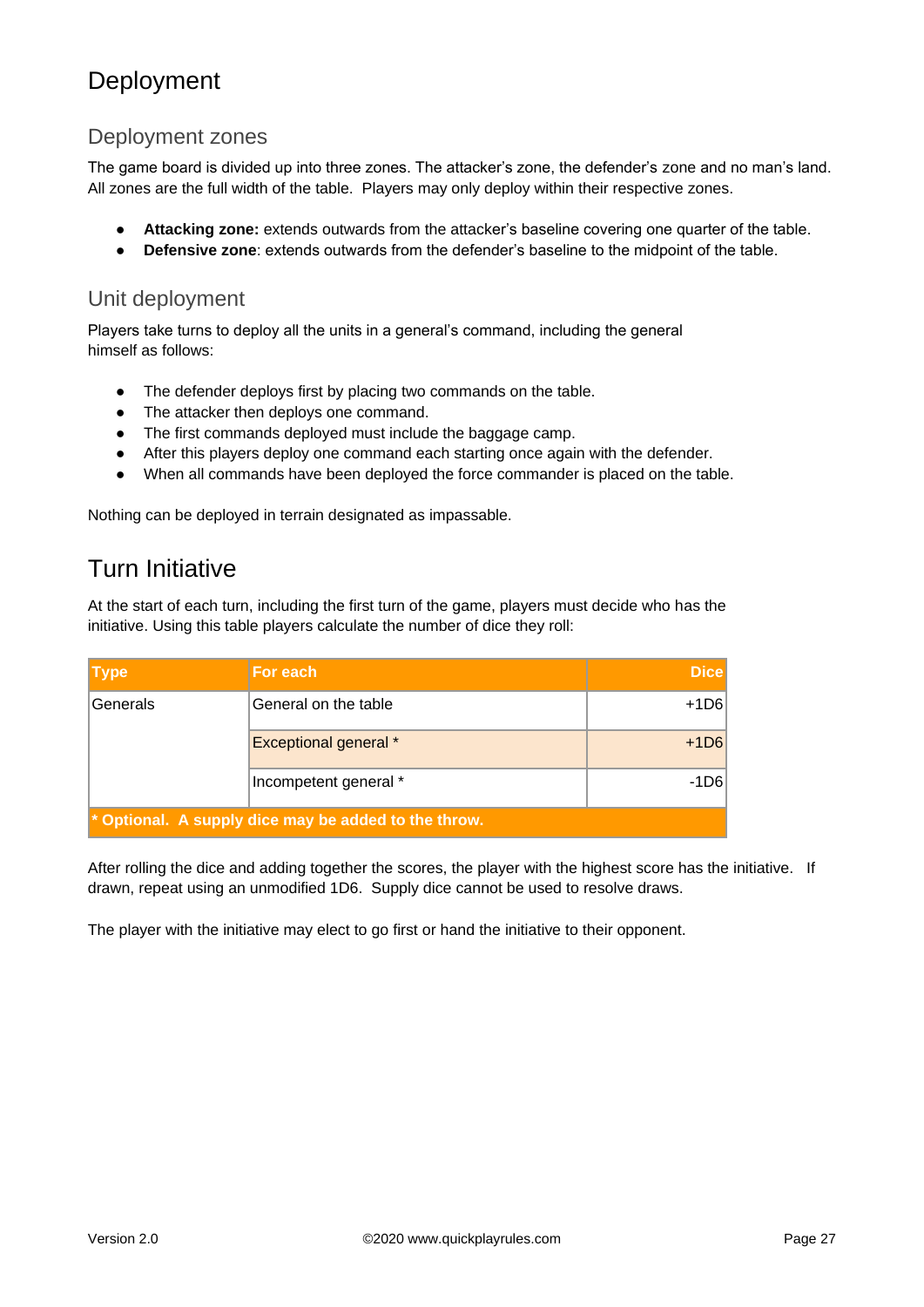# Deployment

## Deployment zones

The game board is divided up into three zones. The attacker's zone, the defender's zone and no man's land. All zones are the full width of the table. Players may only deploy within their respective zones.

- **Attacking zone:** extends outwards from the attacker's baseline covering one quarter of the table.
- **Defensive zone**: extends outwards from the defender's baseline to the midpoint of the table.

## Unit deployment

Players take turns to deploy all the units in a general's command, including the general himself as follows:

- The defender deploys first by placing two commands on the table.
- The attacker then deploys one command.
- The first commands deployed must include the baggage camp.
- After this players deploy one command each starting once again with the defender.
- When all commands have been deployed the force commander is placed on the table.

Nothing can be deployed in terrain designated as impassable.

# Turn Initiative

At the start of each turn, including the first turn of the game, players must decide who has the initiative. Using this table players calculate the number of dice they roll:

| Type | For each | Dice |
|---|---|---:|
| Generals | General on the table | +1D6 |
| | Exceptional general * | +1D6 |
| | Incompetent general * | -1D6 |
| **\* Optional. A supply dice may be added to the throw.** | | |

After rolling the dice and adding together the scores, the player with the highest score has the initiative. If drawn, repeat using an unmodified 1D6. Supply dice cannot be used to resolve draws.

The player with the initiative may elect to go first or hand the initiative to their opponent.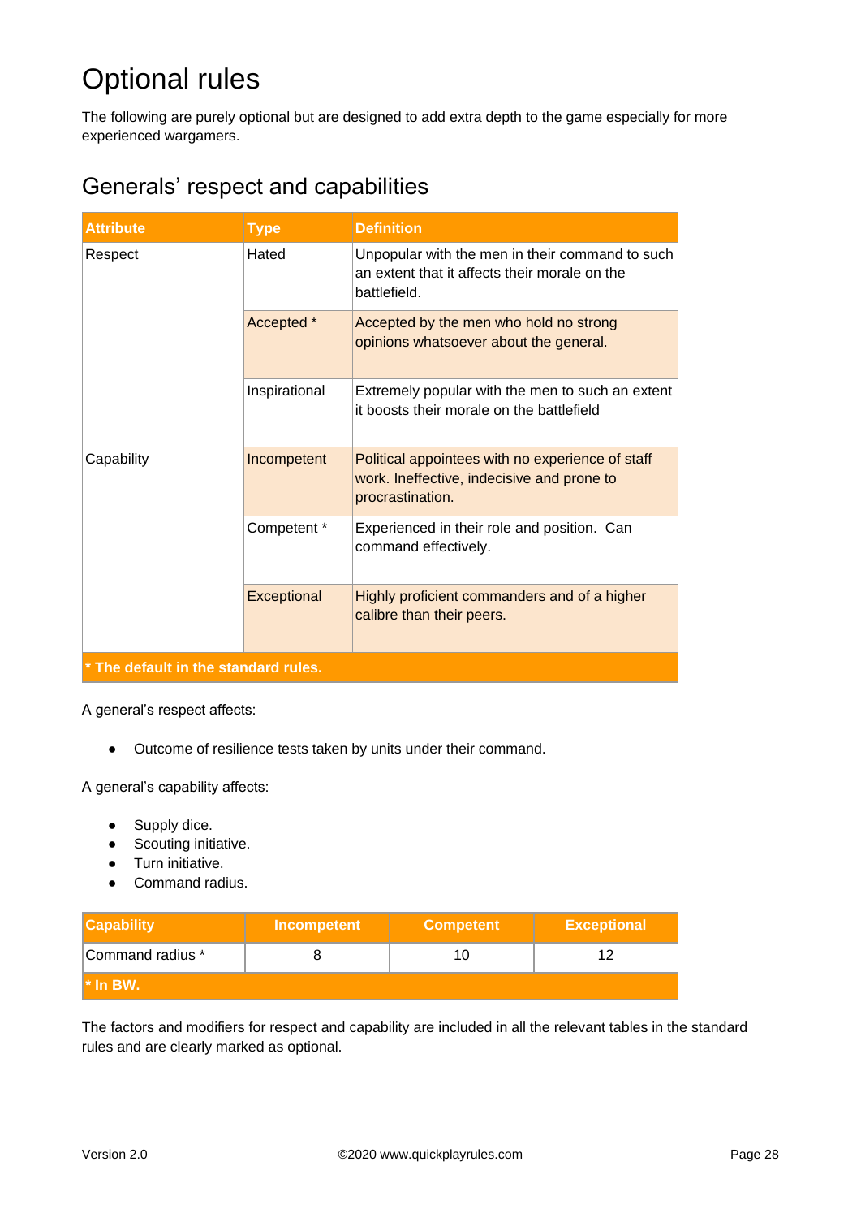# Optional rules

The following are purely optional but are designed to add extra depth to the game especially for more experienced wargamers.

## Generals' respect and capabilities

| Attribute | Type | Definition |
|---|---|---|
| Respect | Hated | Unpopular with the men in their command to such an extent that it affects their morale on the battlefield. |
| | Accepted * | Accepted by the men who hold no strong opinions whatsoever about the general. |
| | Inspirational | Extremely popular with the men to such an extent it boosts their morale on the battlefield |
| Capability | Incompetent | Political appointees with no experience of staff work. Ineffective, indecisive and prone to procrastination. |
| | Competent * | Experienced in their role and position. Can command effectively. |
| | Exceptional | Highly proficient commanders and of a higher calibre than their peers. |
| **\* The default in the standard rules.** | | |

A general's respect affects:

- Outcome of resilience tests taken by units under their command.

A general's capability affects:

- Supply dice.
- Scouting initiative.
- Turn initiative.
- Command radius.

| Capability | Incompetent | Competent | Exceptional |
|---|---|---|---|
| Command radius * | 8 | 10 | 12 |
| **\* In BW.** | | | |

The factors and modifiers for respect and capability are included in all the relevant tables in the standard rules and are clearly marked as optional.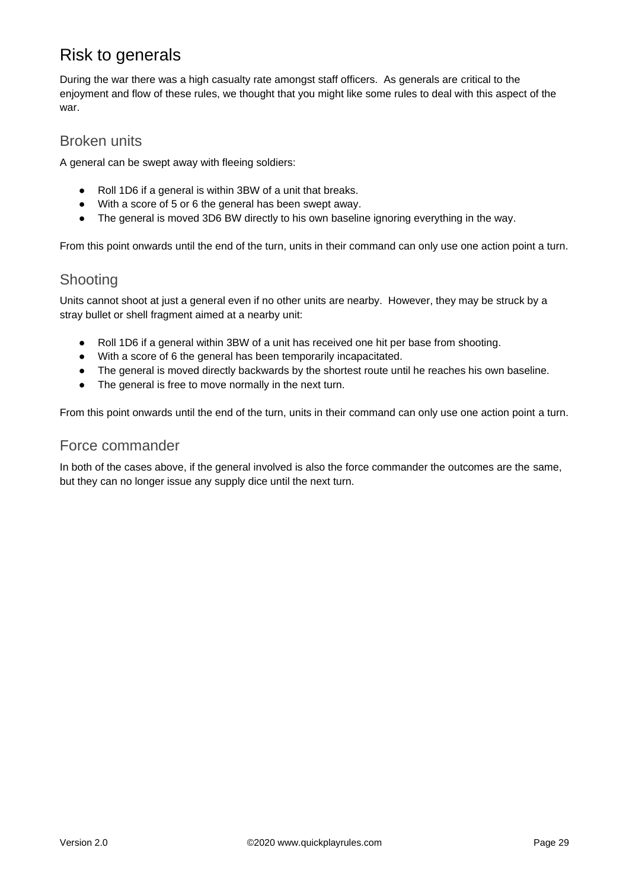# Risk to generals

During the war there was a high casualty rate amongst staff officers. As generals are critical to the enjoyment and flow of these rules, we thought that you might like some rules to deal with this aspect of the war.

## Broken units

A general can be swept away with fleeing soldiers:

- Roll 1D6 if a general is within 3BW of a unit that breaks.
- With a score of 5 or 6 the general has been swept away.
- The general is moved 3D6 BW directly to his own baseline ignoring everything in the way.

From this point onwards until the end of the turn, units in their command can only use one action point a turn.

## Shooting

Units cannot shoot at just a general even if no other units are nearby. However, they may be struck by a stray bullet or shell fragment aimed at a nearby unit:

- Roll 1D6 if a general within 3BW of a unit has received one hit per base from shooting.
- With a score of 6 the general has been temporarily incapacitated.
- The general is moved directly backwards by the shortest route until he reaches his own baseline.
- The general is free to move normally in the next turn.

From this point onwards until the end of the turn, units in their command can only use one action point a turn.

## Force commander

In both of the cases above, if the general involved is also the force commander the outcomes are the same, but they can no longer issue any supply dice until the next turn.